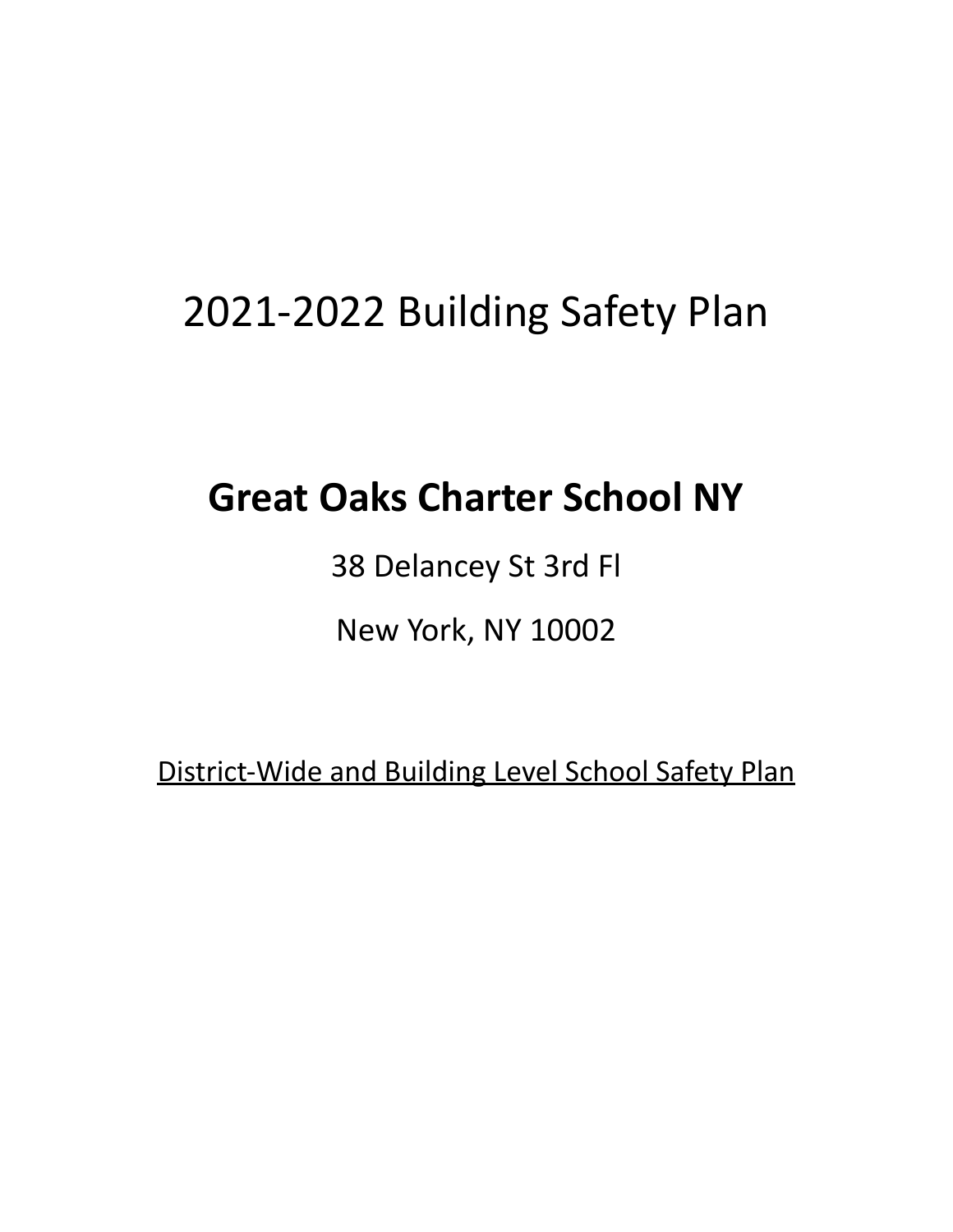# 2021-2022 Building Safety Plan

## **Great Oaks Charter School NY**

38 Delancey St 3rd Fl

New York, NY 10002

District-Wide and Building Level School Safety Plan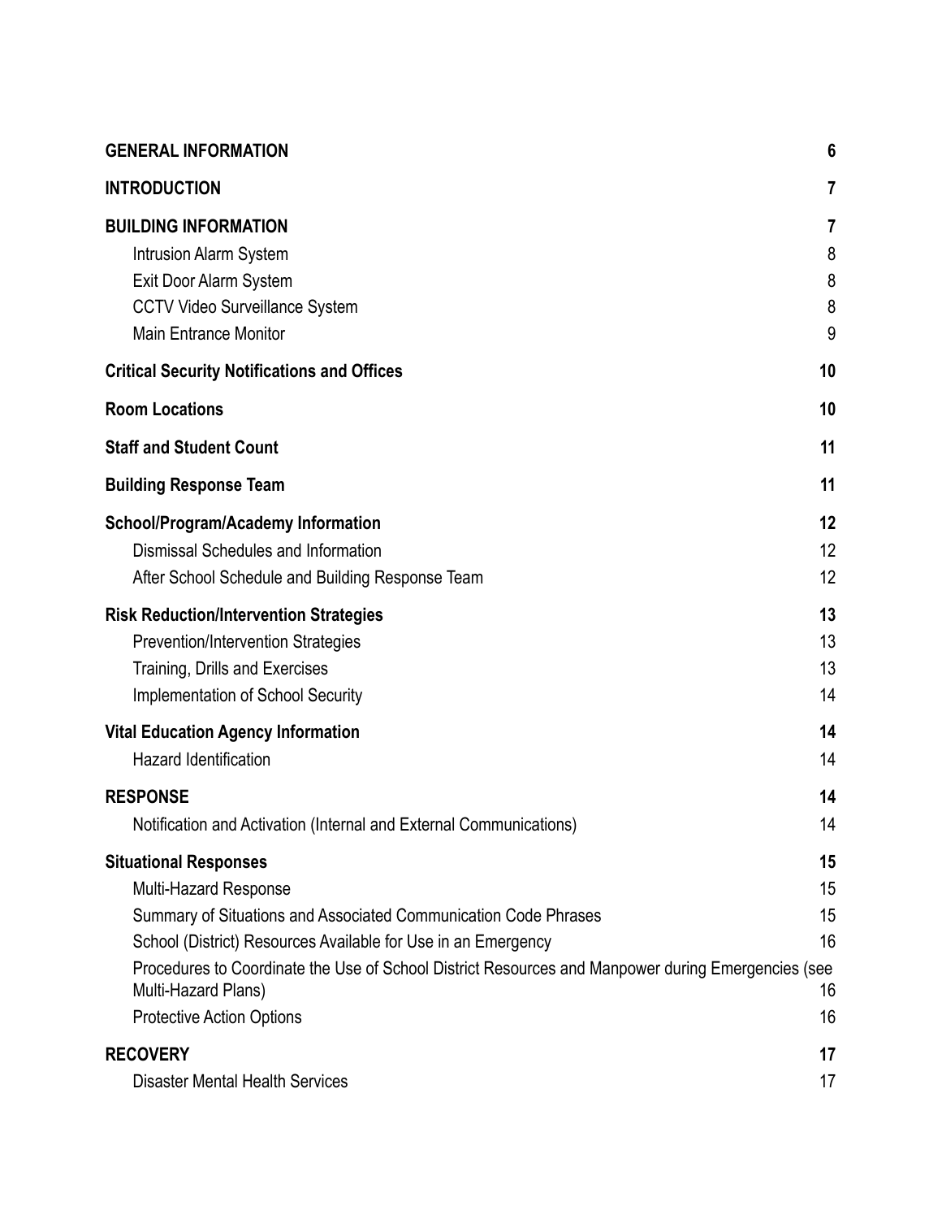| | |
|---|---|
| **GENERAL INFORMATION** | **6** |
| **INTRODUCTION** | **7** |
| **BUILDING INFORMATION** | **7** |
| Intrusion Alarm System | 8 |
| Exit Door Alarm System | 8 |
| CCTV Video Surveillance System | 8 |
| Main Entrance Monitor | 9 |
| **Critical Security Notifications and Offices** | **10** |
| **Room Locations** | **10** |
| **Staff and Student Count** | **11** |
| **Building Response Team** | **11** |
| **School/Program/Academy Information** | **12** |
| Dismissal Schedules and Information | 12 |
| After School Schedule and Building Response Team | 12 |
| **Risk Reduction/Intervention Strategies** | **13** |
| Prevention/Intervention Strategies | 13 |
| Training, Drills and Exercises | 13 |
| Implementation of School Security | 14 |
| **Vital Education Agency Information** | **14** |
| Hazard Identification | 14 |
| **RESPONSE** | **14** |
| Notification and Activation (Internal and External Communications) | 14 |
| **Situational Responses** | **15** |
| Multi-Hazard Response | 15 |
| Summary of Situations and Associated Communication Code Phrases | 15 |
| School (District) Resources Available for Use in an Emergency | 16 |
| Procedures to Coordinate the Use of School District Resources and Manpower during Emergencies (see Multi-Hazard Plans) | 16 |
| Protective Action Options | 16 |
| **RECOVERY** | **17** |
| Disaster Mental Health Services | 17 |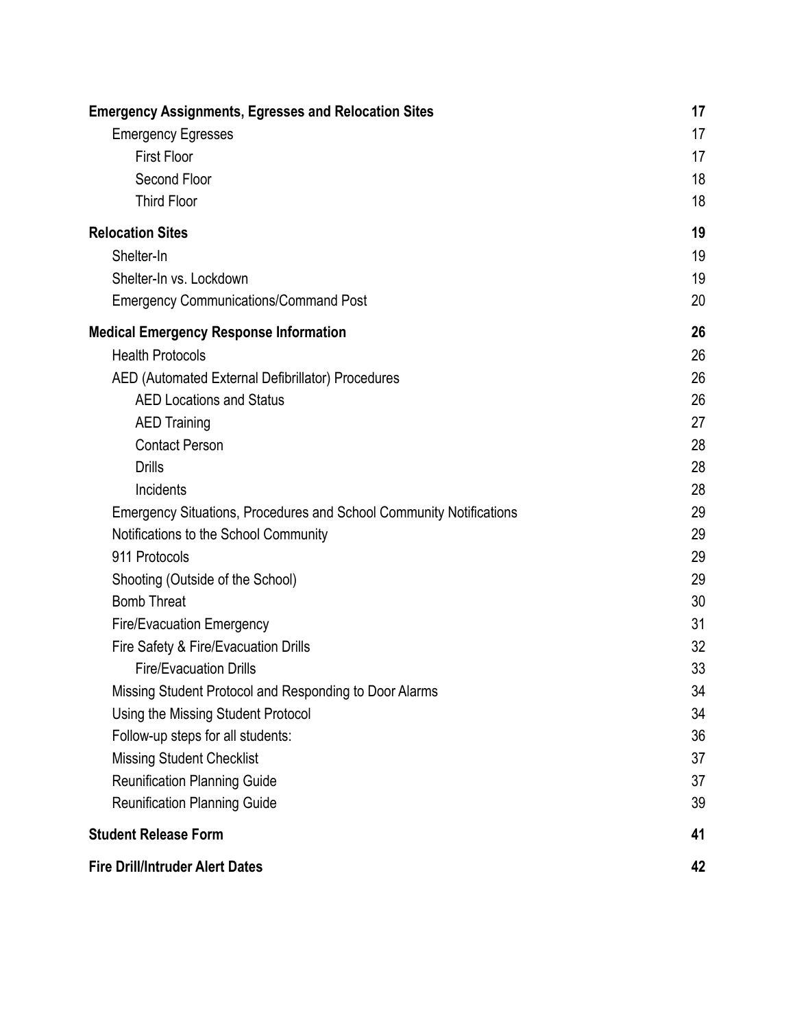**Emergency Assignments, Egresses and Relocation Sites** 17

- Emergency Egresses 17
  - First Floor 17
  - Second Floor 18
  - Third Floor 18

**Relocation Sites** 19

- Shelter-In 19
- Shelter-In vs. Lockdown 19
- Emergency Communications/Command Post 20

**Medical Emergency Response Information** 26

- Health Protocols 26
- AED (Automated External Defibrillator) Procedures 26
  - AED Locations and Status 26
  - AED Training 27
  - Contact Person 28
  - Drills 28
  - Incidents 28
- Emergency Situations, Procedures and School Community Notifications 29
- Notifications to the School Community 29
- 911 Protocols 29
- Shooting (Outside of the School) 29
- Bomb Threat 30
- Fire/Evacuation Emergency 31
- Fire Safety & Fire/Evacuation Drills 32
  - Fire/Evacuation Drills 33
- Missing Student Protocol and Responding to Door Alarms 34
- Using the Missing Student Protocol 34
- Follow-up steps for all students: 36
- Missing Student Checklist 37
- Reunification Planning Guide 37
- Reunification Planning Guide 39

**Student Release Form** 41

**Fire Drill/Intruder Alert Dates** 42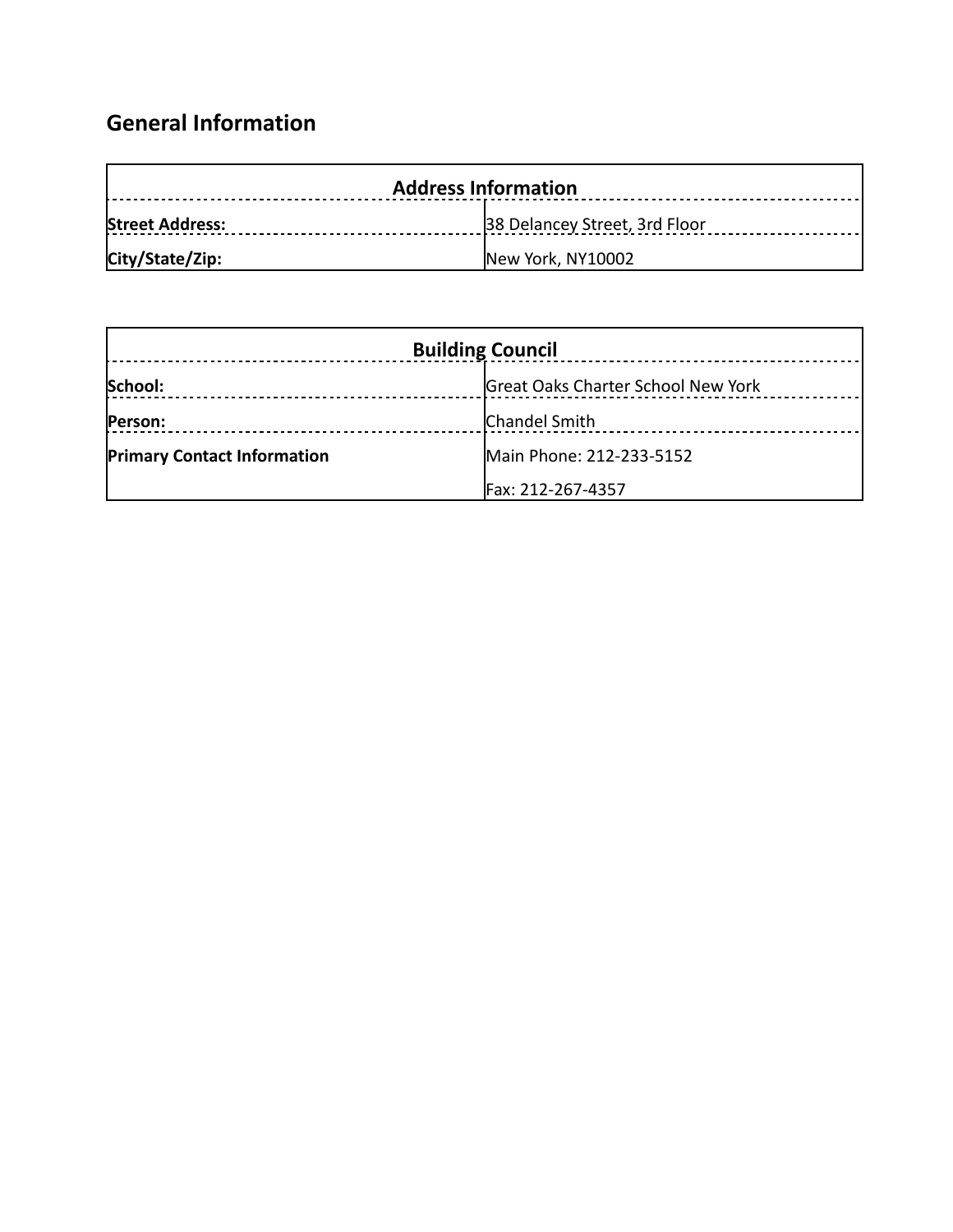## General Information

| Address Information | |
|---|---|
| **Street Address:** | 38 Delancey Street, 3rd Floor |
| **City/State/Zip:** | New York, NY10002 |

| Building Council | |
|---|---|
| **School:** | Great Oaks Charter School New York |
| **Person:** | Chandel Smith |
| **Primary Contact Information** | Main Phone: 212-233-5152<br>Fax: 212-267-4357 |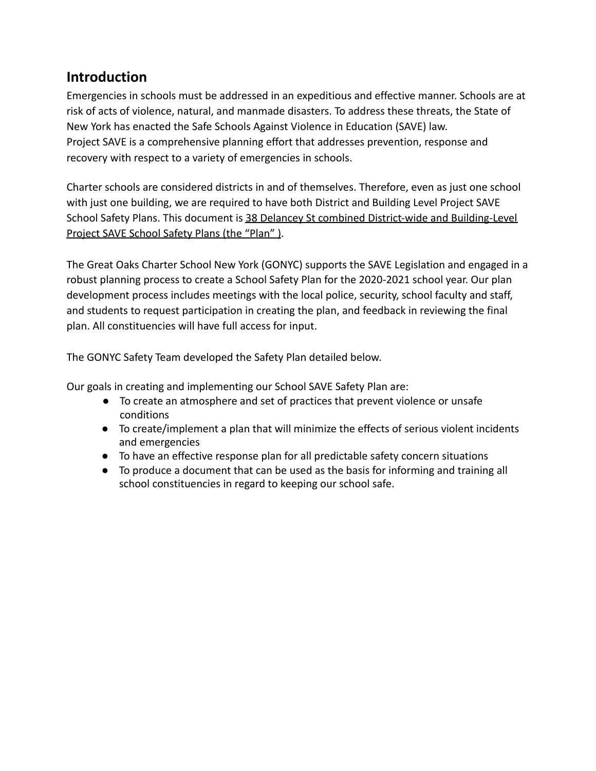## Introduction

Emergencies in schools must be addressed in an expeditious and effective manner. Schools are at risk of acts of violence, natural, and manmade disasters. To address these threats, the State of New York has enacted the Safe Schools Against Violence in Education (SAVE) law. Project SAVE is a comprehensive planning effort that addresses prevention, response and recovery with respect to a variety of emergencies in schools.

Charter schools are considered districts in and of themselves. Therefore, even as just one school with just one building, we are required to have both District and Building Level Project SAVE School Safety Plans. This document is 38 Delancey St combined District-wide and Building-Level Project SAVE School Safety Plans (the "Plan" ).

The Great Oaks Charter School New York (GONYC) supports the SAVE Legislation and engaged in a robust planning process to create a School Safety Plan for the 2020-2021 school year. Our plan development process includes meetings with the local police, security, school faculty and staff, and students to request participation in creating the plan, and feedback in reviewing the final plan. All constituencies will have full access for input.

The GONYC Safety Team developed the Safety Plan detailed below.

Our goals in creating and implementing our School SAVE Safety Plan are:

- To create an atmosphere and set of practices that prevent violence or unsafe conditions
- To create/implement a plan that will minimize the effects of serious violent incidents and emergencies
- To have an effective response plan for all predictable safety concern situations
- To produce a document that can be used as the basis for informing and training all school constituencies in regard to keeping our school safe.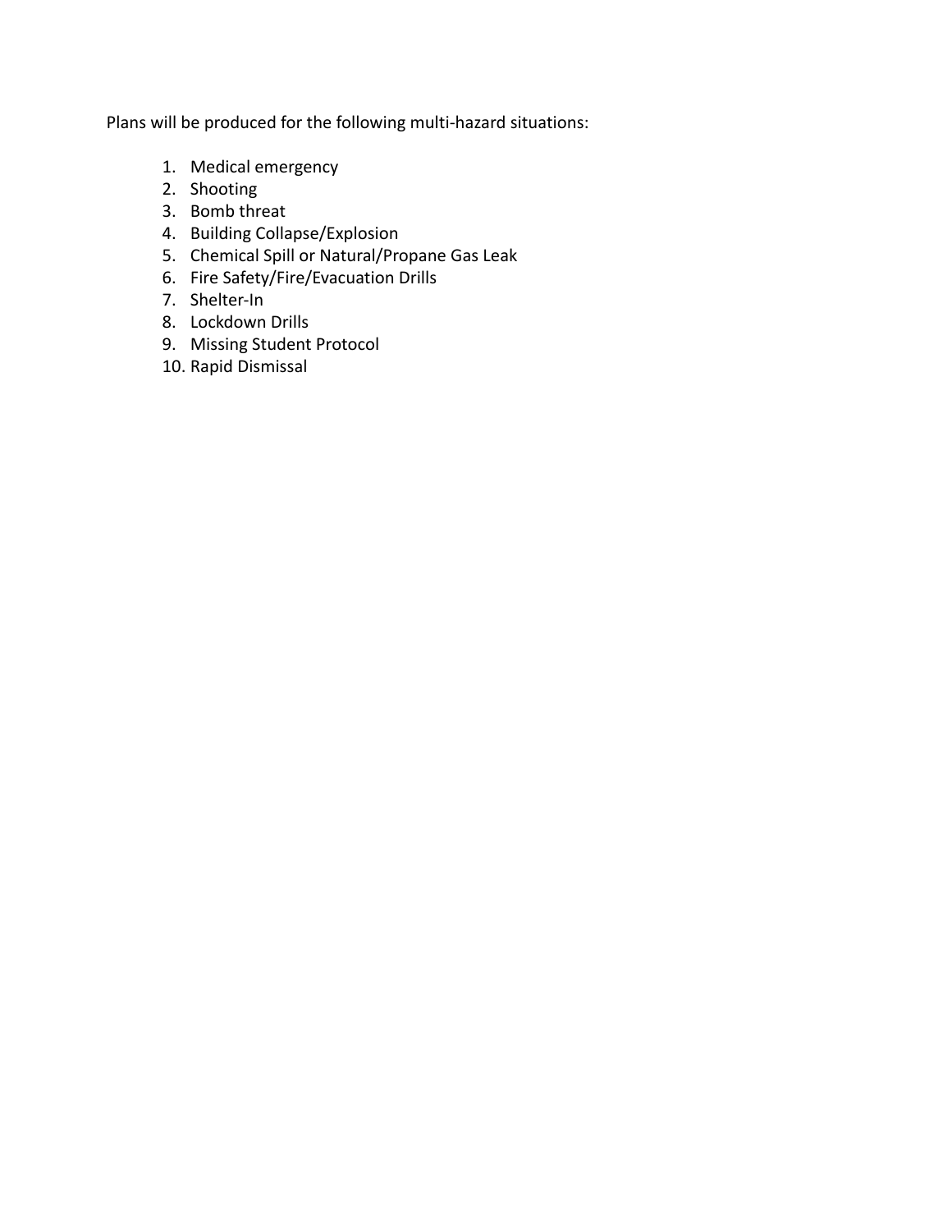Plans will be produced for the following multi-hazard situations:

1. Medical emergency
2. Shooting
3. Bomb threat
4. Building Collapse/Explosion
5. Chemical Spill or Natural/Propane Gas Leak
6. Fire Safety/Fire/Evacuation Drills
7. Shelter-In
8. Lockdown Drills
9. Missing Student Protocol
10. Rapid Dismissal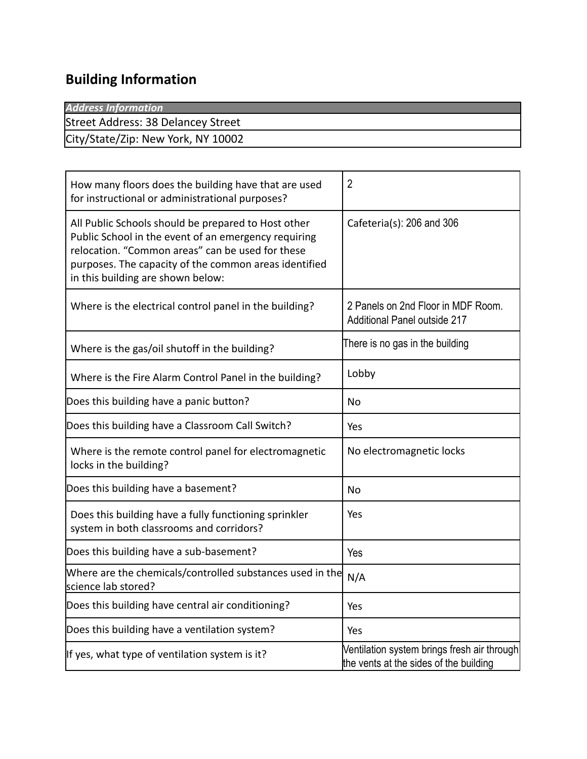# Building Information

| *Address Information* |
| --- |
| Street Address: 38 Delancey Street |
| City/State/Zip: New York, NY 10002 |

| | |
| --- | --- |
| How many floors does the building have that are used for instructional or administrational purposes? | 2 |
| All Public Schools should be prepared to Host other Public School in the event of an emergency requiring relocation. "Common areas" can be used for these purposes. The capacity of the common areas identified in this building are shown below: | Cafeteria(s): 206 and 306 |
| Where is the electrical control panel in the building? | 2 Panels on 2nd Floor in MDF Room. Additional Panel outside 217 |
| Where is the gas/oil shutoff in the building? | There is no gas in the building |
| Where is the Fire Alarm Control Panel in the building? | Lobby |
| Does this building have a panic button? | No |
| Does this building have a Classroom Call Switch? | Yes |
| Where is the remote control panel for electromagnetic locks in the building? | No electromagnetic locks |
| Does this building have a basement? | No |
| Does this building have a fully functioning sprinkler system in both classrooms and corridors? | Yes |
| Does this building have a sub-basement? | Yes |
| Where are the chemicals/controlled substances used in the science lab stored? | N/A |
| Does this building have central air conditioning? | Yes |
| Does this building have a ventilation system? | Yes |
| If yes, what type of ventilation system is it? | Ventilation system brings fresh air through the vents at the sides of the building |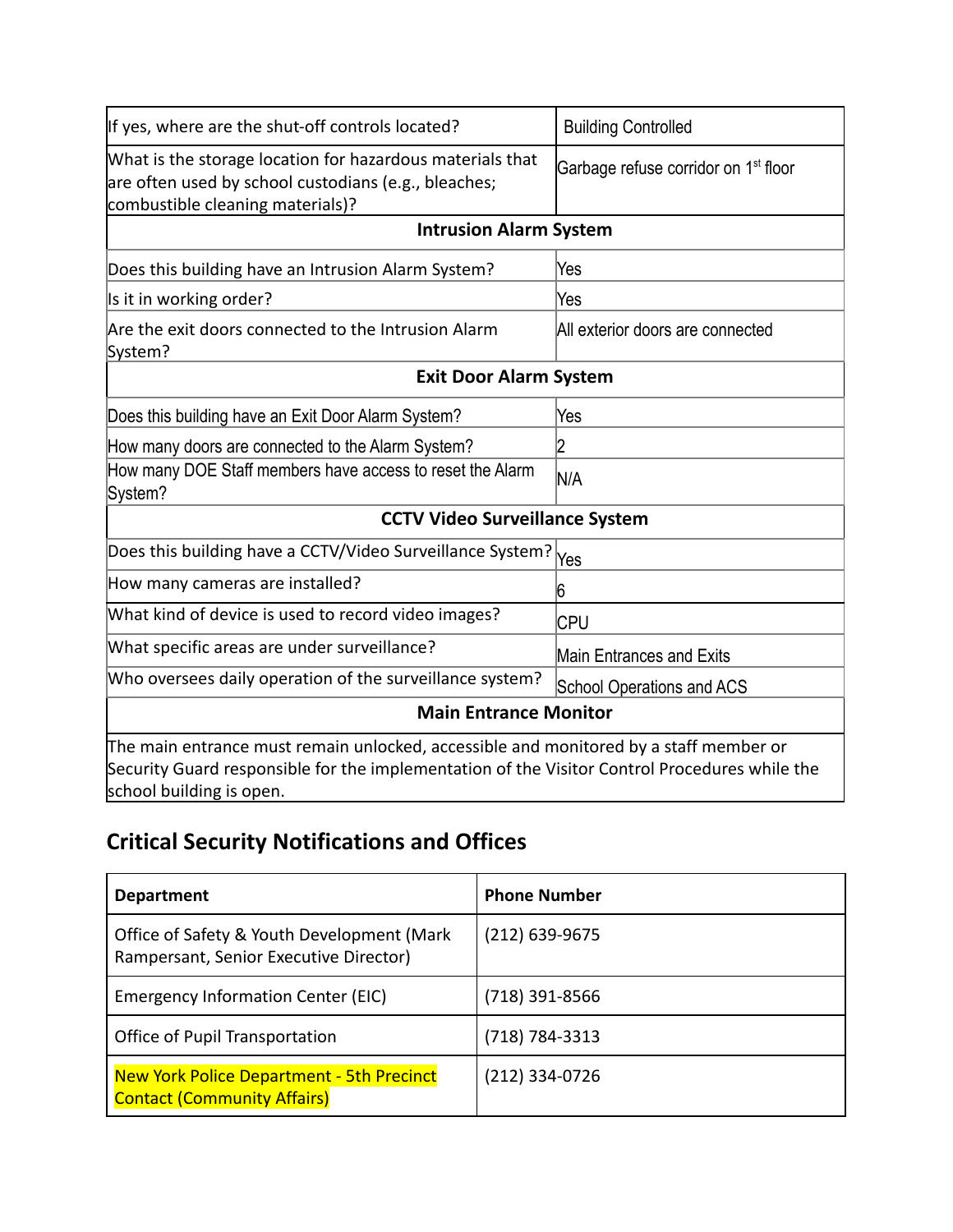| If yes, where are the shut-off controls located? | Building Controlled |
|---|---|
| What is the storage location for hazardous materials that are often used by school custodians (e.g., bleaches; combustible cleaning materials)? | Garbage refuse corridor on 1st floor |
| **Intrusion Alarm System** | |
| Does this building have an Intrusion Alarm System? | Yes |
| Is it in working order? | Yes |
| Are the exit doors connected to the Intrusion Alarm System? | All exterior doors are connected |
| **Exit Door Alarm System** | |
| Does this building have an Exit Door Alarm System? | Yes |
| How many doors are connected to the Alarm System? | 2 |
| How many DOE Staff members have access to reset the Alarm System? | N/A |
| **CCTV Video Surveillance System** | |
| Does this building have a CCTV/Video Surveillance System? | Yes |
| How many cameras are installed? | 6 |
| What kind of device is used to record video images? | CPU |
| What specific areas are under surveillance? | Main Entrances and Exits |
| Who oversees daily operation of the surveillance system? | School Operations and ACS |
| **Main Entrance Monitor** | |
| The main entrance must remain unlocked, accessible and monitored by a staff member or Security Guard responsible for the implementation of the Visitor Control Procedures while the school building is open. | |

## Critical Security Notifications and Offices

| Department | Phone Number |
|---|---|
| Office of Safety & Youth Development (Mark Rampersant, Senior Executive Director) | (212) 639-9675 |
| Emergency Information Center (EIC) | (718) 391-8566 |
| Office of Pupil Transportation | (718) 784-3313 |
| New York Police Department - 5th Precinct Contact (Community Affairs) | (212) 334-0726 |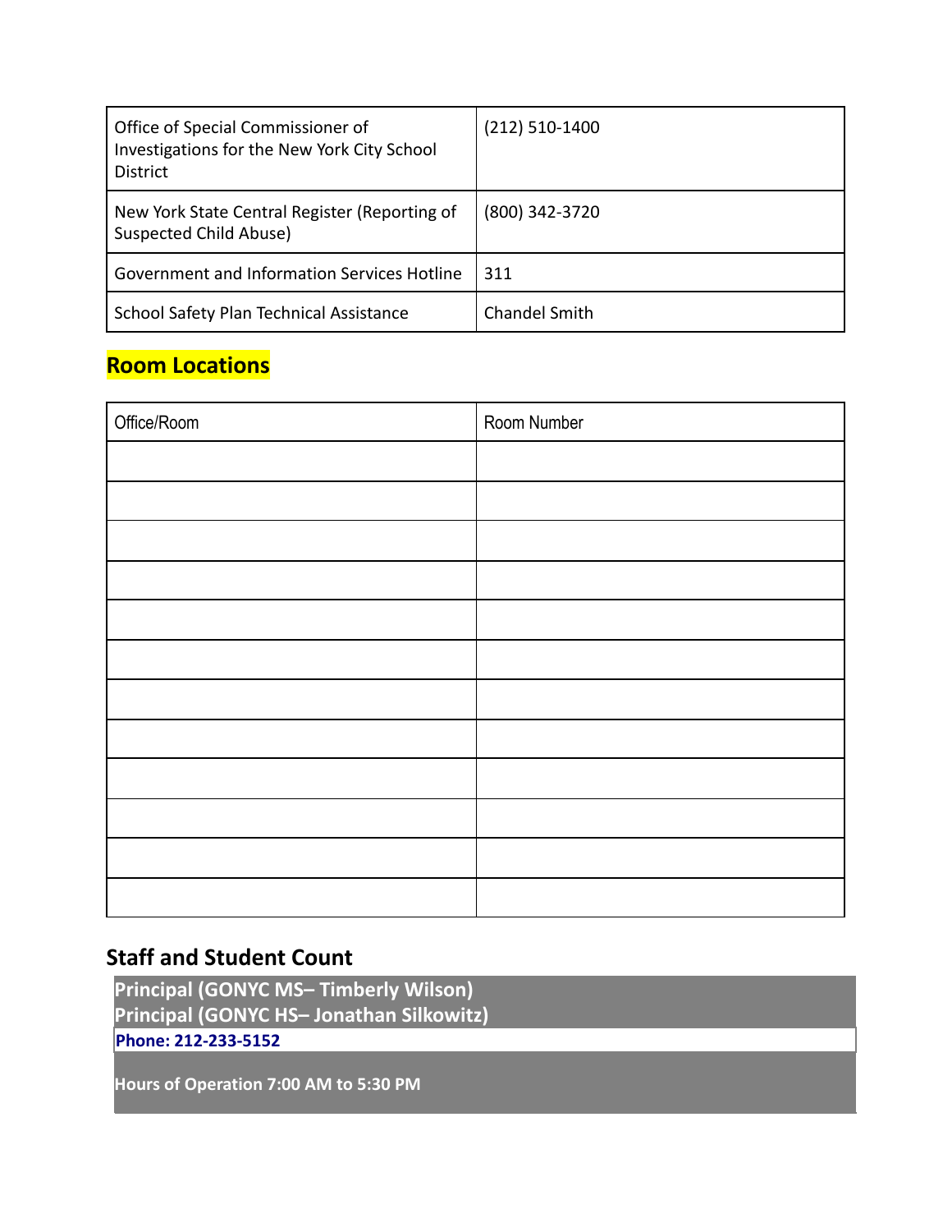| Office of Special Commissioner of Investigations for the New York City School District | (212) 510-1400 |
|---|---|
| New York State Central Register (Reporting of Suspected Child Abuse) | (800) 342-3720 |
| Government and Information Services Hotline | 311 |
| School Safety Plan Technical Assistance | Chandel Smith |

## Room Locations

| Office/Room | Room Number |
|---|---|
| | |
| | |
| | |
| | |
| | |
| | |
| | |
| | |
| | |
| | |
| | |
| | |

## Staff and Student Count

**Principal (GONYC MS– Timberly Wilson)**
**Principal (GONYC HS– Jonathan Silkowitz)**

**Phone: 212-233-5152**

**Hours of Operation 7:00 AM to 5:30 PM**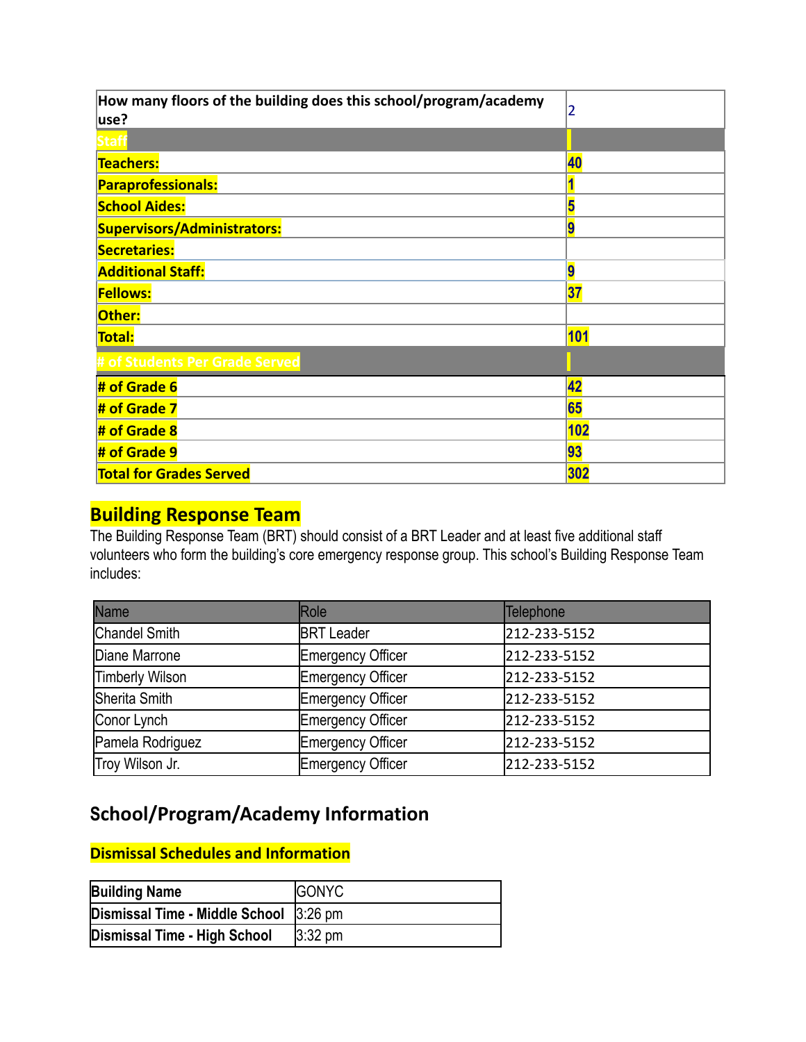| How many floors of the building does this school/program/academy use? | 2 |
| --- | --- |
| **Staff** | |
| **Teachers:** | **40** |
| **Paraprofessionals:** | **1** |
| **School Aides:** | **5** |
| **Supervisors/Administrators:** | **9** |
| **Secretaries:** | |
| **Additional Staff:** | **9** |
| **Fellows:** | **37** |
| **Other:** | |
| **Total:** | **101** |
| **# of Students Per Grade Served** | |
| **# of Grade 6** | **42** |
| **# of Grade 7** | **65** |
| **# of Grade 8** | **102** |
| **# of Grade 9** | **93** |
| **Total for Grades Served** | **302** |

## Building Response Team

The Building Response Team (BRT) should consist of a BRT Leader and at least five additional staff volunteers who form the building's core emergency response group. This school's Building Response Team includes:

| Name | Role | Telephone |
| --- | --- | --- |
| Chandel Smith | BRT Leader | 212-233-5152 |
| Diane Marrone | Emergency Officer | 212-233-5152 |
| Timberly Wilson | Emergency Officer | 212-233-5152 |
| Sherita Smith | Emergency Officer | 212-233-5152 |
| Conor Lynch | Emergency Officer | 212-233-5152 |
| Pamela Rodriguez | Emergency Officer | 212-233-5152 |
| Troy Wilson Jr. | Emergency Officer | 212-233-5152 |

## School/Program/Academy Information

### Dismissal Schedules and Information

| **Building Name** | GONYC |
| --- | --- |
| **Dismissal Time - Middle School** | 3:26 pm |
| **Dismissal Time - High School** | 3:32 pm |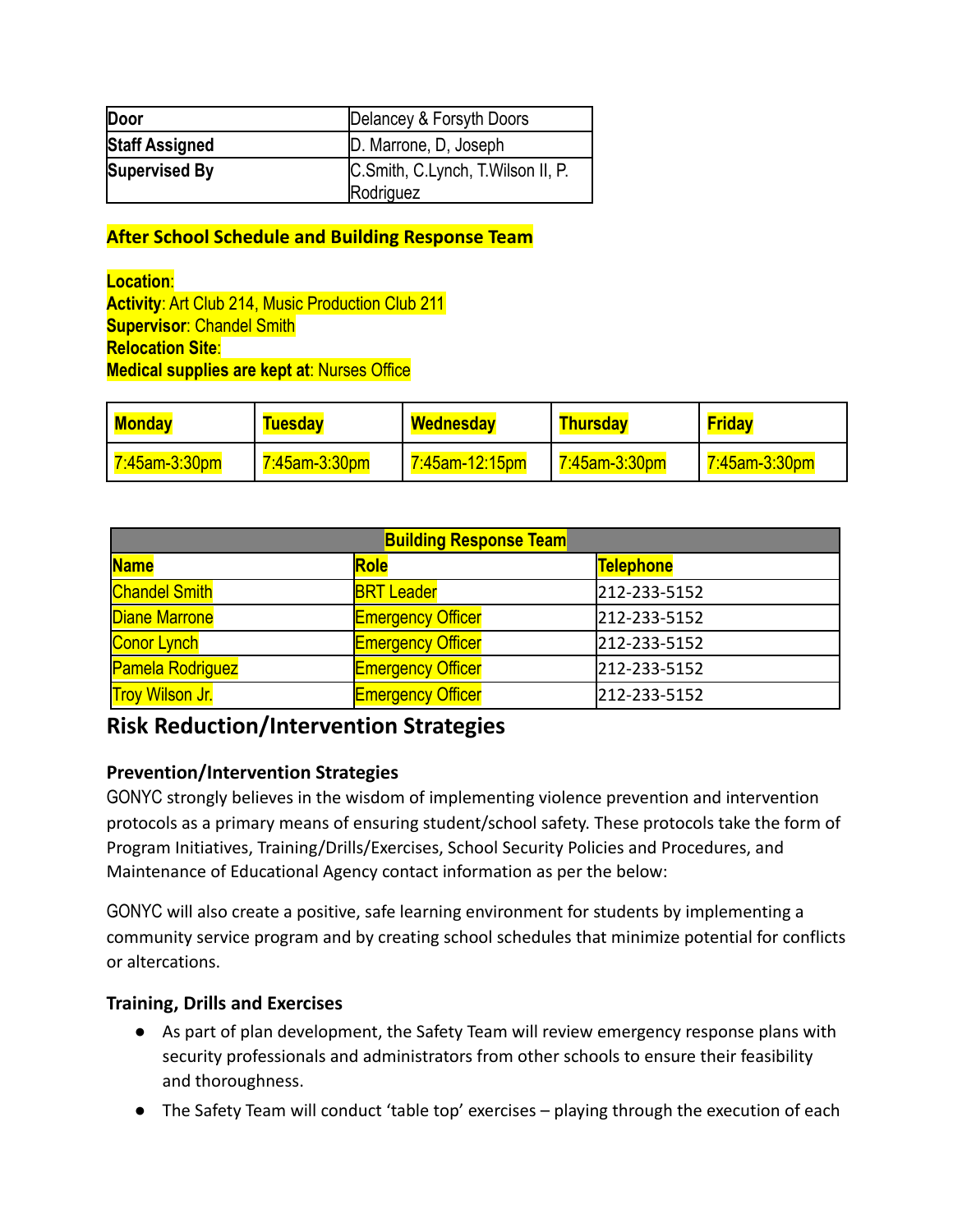| Door | Delancey & Forsyth Doors |
|---|---|
| Staff Assigned | D. Marrone, D, Joseph |
| Supervised By | C.Smith, C.Lynch, T.Wilson II, P. Rodriguez |

**After School Schedule and Building Response Team**

**Location**:
**Activity**: Art Club 214, Music Production Club 211
**Supervisor**: Chandel Smith
**Relocation Site**:
**Medical supplies are kept at**: Nurses Office

| Monday | Tuesday | Wednesday | Thursday | Friday |
|---|---|---|---|---|
| 7:45am-3:30pm | 7:45am-3:30pm | 7:45am-12:15pm | 7:45am-3:30pm | 7:45am-3:30pm |

| Building Response Team | | |
|---|---|---|
| **Name** | **Role** | **Telephone** |
| Chandel Smith | BRT Leader | 212-233-5152 |
| Diane Marrone | Emergency Officer | 212-233-5152 |
| Conor Lynch | Emergency Officer | 212-233-5152 |
| Pamela Rodriguez | Emergency Officer | 212-233-5152 |
| Troy Wilson Jr. | Emergency Officer | 212-233-5152 |

## Risk Reduction/Intervention Strategies

### Prevention/Intervention Strategies

GONYC strongly believes in the wisdom of implementing violence prevention and intervention protocols as a primary means of ensuring student/school safety. These protocols take the form of Program Initiatives, Training/Drills/Exercises, School Security Policies and Procedures, and Maintenance of Educational Agency contact information as per the below:

GONYC will also create a positive, safe learning environment for students by implementing a community service program and by creating school schedules that minimize potential for conflicts or altercations.

### Training, Drills and Exercises

- As part of plan development, the Safety Team will review emergency response plans with security professionals and administrators from other schools to ensure their feasibility and thoroughness.
- The Safety Team will conduct 'table top' exercises – playing through the execution of each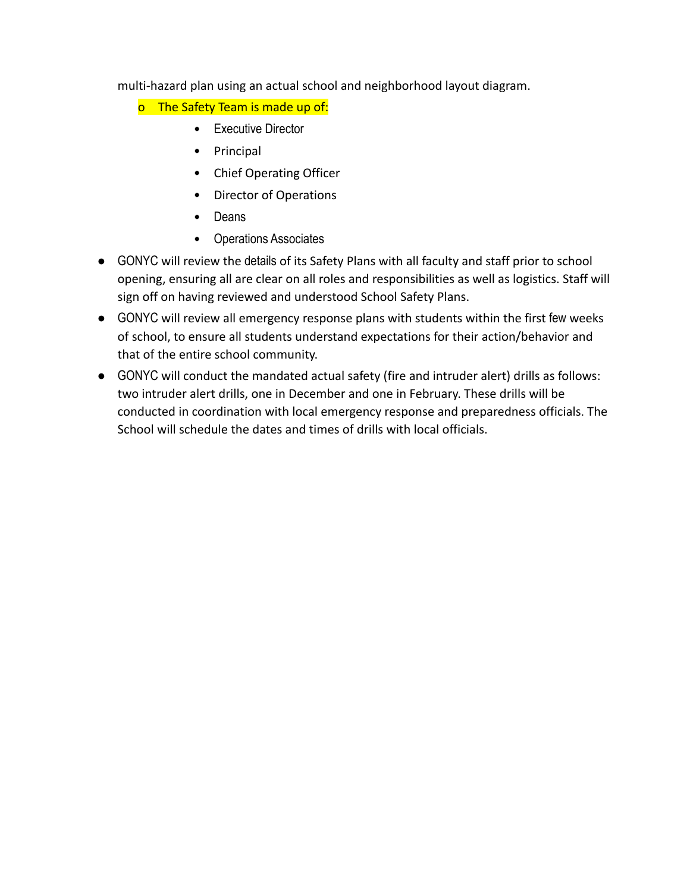multi-hazard plan using an actual school and neighborhood layout diagram.

- The Safety Team is made up of:
    - Executive Director
    - Principal
    - Chief Operating Officer
    - Director of Operations
    - Deans
    - Operations Associates

- GONYC will review the details of its Safety Plans with all faculty and staff prior to school opening, ensuring all are clear on all roles and responsibilities as well as logistics. Staff will sign off on having reviewed and understood School Safety Plans.
- GONYC will review all emergency response plans with students within the first few weeks of school, to ensure all students understand expectations for their action/behavior and that of the entire school community.
- GONYC will conduct the mandated actual safety (fire and intruder alert) drills as follows: two intruder alert drills, one in December and one in February. These drills will be conducted in coordination with local emergency response and preparedness officials. The School will schedule the dates and times of drills with local officials.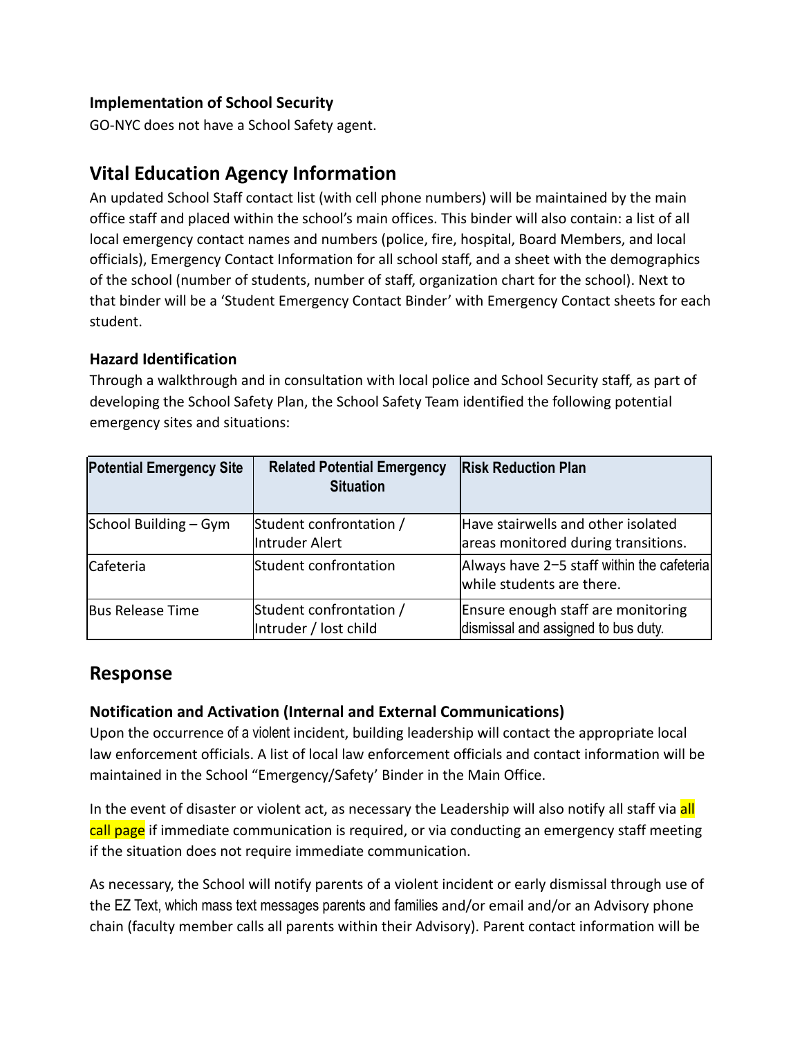### Implementation of School Security

GO-NYC does not have a School Safety agent.

## Vital Education Agency Information

An updated School Staff contact list (with cell phone numbers) will be maintained by the main office staff and placed within the school's main offices. This binder will also contain: a list of all local emergency contact names and numbers (police, fire, hospital, Board Members, and local officials), Emergency Contact Information for all school staff, and a sheet with the demographics of the school (number of students, number of staff, organization chart for the school). Next to that binder will be a 'Student Emergency Contact Binder' with Emergency Contact sheets for each student.

### Hazard Identification

Through a walkthrough and in consultation with local police and School Security staff, as part of developing the School Safety Plan, the School Safety Team identified the following potential emergency sites and situations:

| Potential Emergency Site | Related Potential Emergency Situation | Risk Reduction Plan |
| --- | --- | --- |
| School Building – Gym | Student confrontation / Intruder Alert | Have stairwells and other isolated areas monitored during transitions. |
| Cafeteria | Student confrontation | Always have 2–5 staff within the cafeteria while students are there. |
| Bus Release Time | Student confrontation / Intruder / lost child | Ensure enough staff are monitoring dismissal and assigned to bus duty. |

## Response

### Notification and Activation (Internal and External Communications)

Upon the occurrence of a violent incident, building leadership will contact the appropriate local law enforcement officials. A list of local law enforcement officials and contact information will be maintained in the School "Emergency/Safety' Binder in the Main Office.

In the event of disaster or violent act, as necessary the Leadership will also notify all staff via all call page if immediate communication is required, or via conducting an emergency staff meeting if the situation does not require immediate communication.

As necessary, the School will notify parents of a violent incident or early dismissal through use of the EZ Text, which mass text messages parents and families and/or email and/or an Advisory phone chain (faculty member calls all parents within their Advisory). Parent contact information will be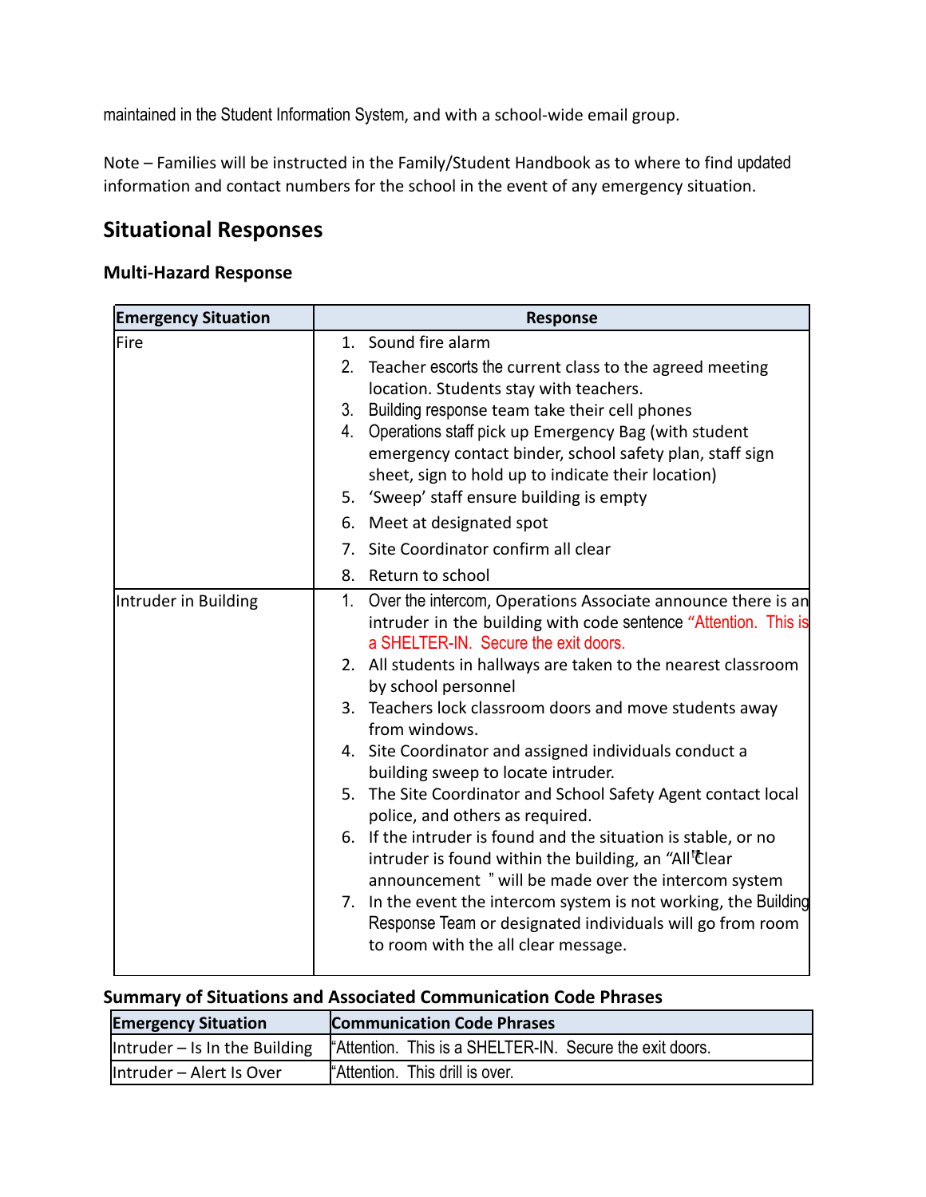maintained in the Student Information System, and with a school-wide email group.

Note – Families will be instructed in the Family/Student Handbook as to where to find updated information and contact numbers for the school in the event of any emergency situation.

## Situational Responses

### Multi-Hazard Response

| Emergency Situation | Response |
|---|---|
| Fire | 1. Sound fire alarm<br>2. Teacher escorts the current class to the agreed meeting location. Students stay with teachers.<br>3. Building response team take their cell phones<br>4. Operations staff pick up Emergency Bag (with student emergency contact binder, school safety plan, staff sign sheet, sign to hold up to indicate their location)<br>5. 'Sweep' staff ensure building is empty<br>6. Meet at designated spot<br>7. Site Coordinator confirm all clear<br>8. Return to school |
| Intruder in Building | 1. Over the intercom, Operations Associate announce there is an intruder in the building with code sentence "Attention. This is a SHELTER-IN. Secure the exit doors.<br>2. All students in hallways are taken to the nearest classroom by school personnel<br>3. Teachers lock classroom doors and move students away from windows.<br>4. Site Coordinator and assigned individuals conduct a building sweep to locate intruder.<br>5. The Site Coordinator and School Safety Agent contact local police, and others as required.<br>6. If the intruder is found and the situation is stable, or no intruder is found within the building, an "All Clear announcement " will be made over the intercom system<br>7. In the event the intercom system is not working, the Building Response Team or designated individuals will go from room to room with the all clear message. |

### Summary of Situations and Associated Communication Code Phrases

| Emergency Situation | Communication Code Phrases |
|---|---|
| Intruder – Is In the Building | "Attention. This is a SHELTER-IN. Secure the exit doors. |
| Intruder – Alert Is Over | "Attention. This drill is over. |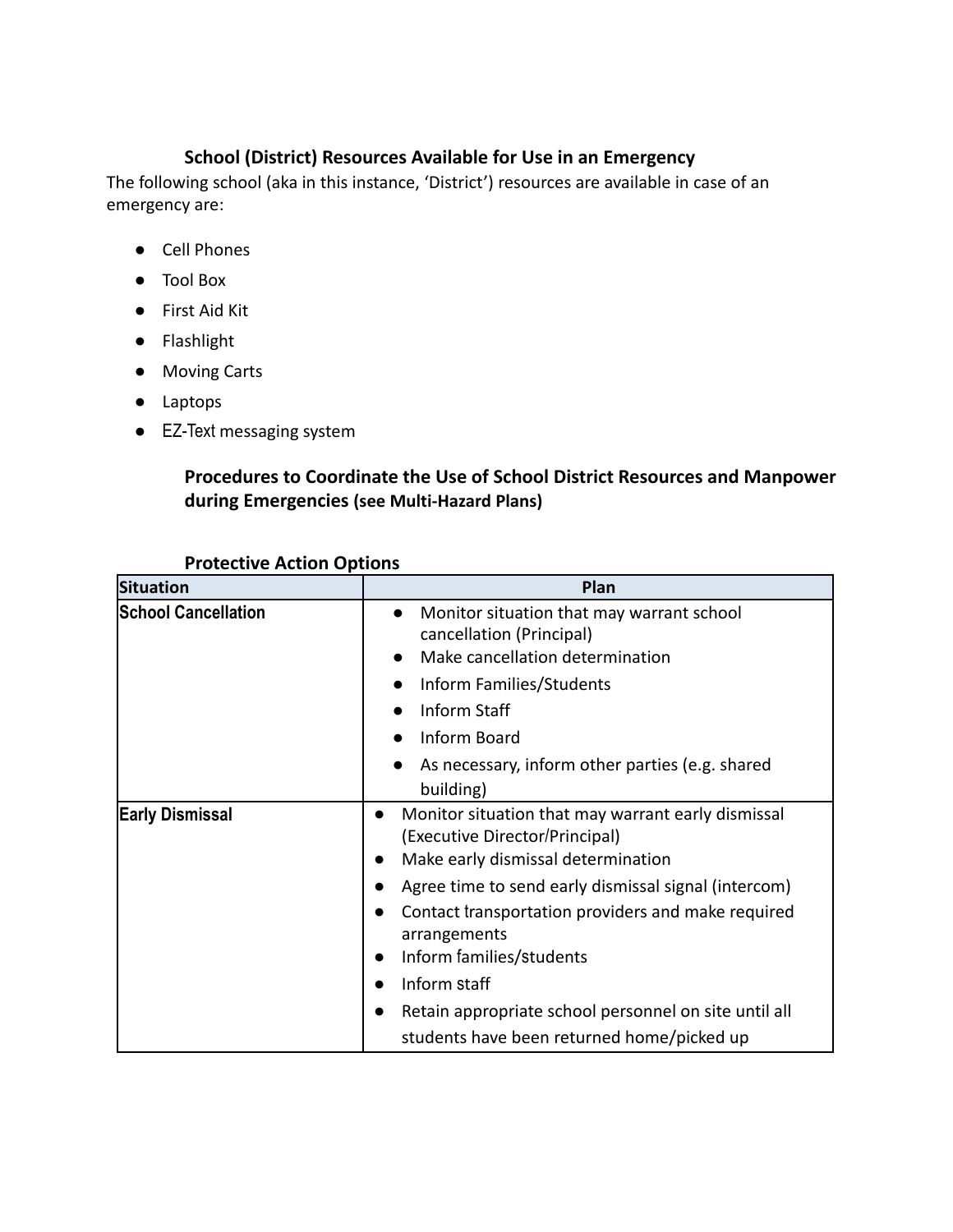### School (District) Resources Available for Use in an Emergency

The following school (aka in this instance, 'District') resources are available in case of an emergency are:

- Cell Phones
- Tool Box
- First Aid Kit
- Flashlight
- Moving Carts
- Laptops
- EZ-Text messaging system

### Procedures to Coordinate the Use of School District Resources and Manpower during Emergencies (see Multi-Hazard Plans)

### Protective Action Options

| Situation | Plan |
|---|---|
| **School Cancellation** | • Monitor situation that may warrant school cancellation (Principal)<br>• Make cancellation determination<br>• Inform Families/Students<br>• Inform Staff<br>• Inform Board<br>• As necessary, inform other parties (e.g. shared building) |
| **Early Dismissal** | • Monitor situation that may warrant early dismissal (Executive Director/Principal)<br>• Make early dismissal determination<br>• Agree time to send early dismissal signal (intercom)<br>• Contact transportation providers and make required arrangements<br>• Inform families/students<br>• Inform staff<br>• Retain appropriate school personnel on site until all students have been returned home/picked up |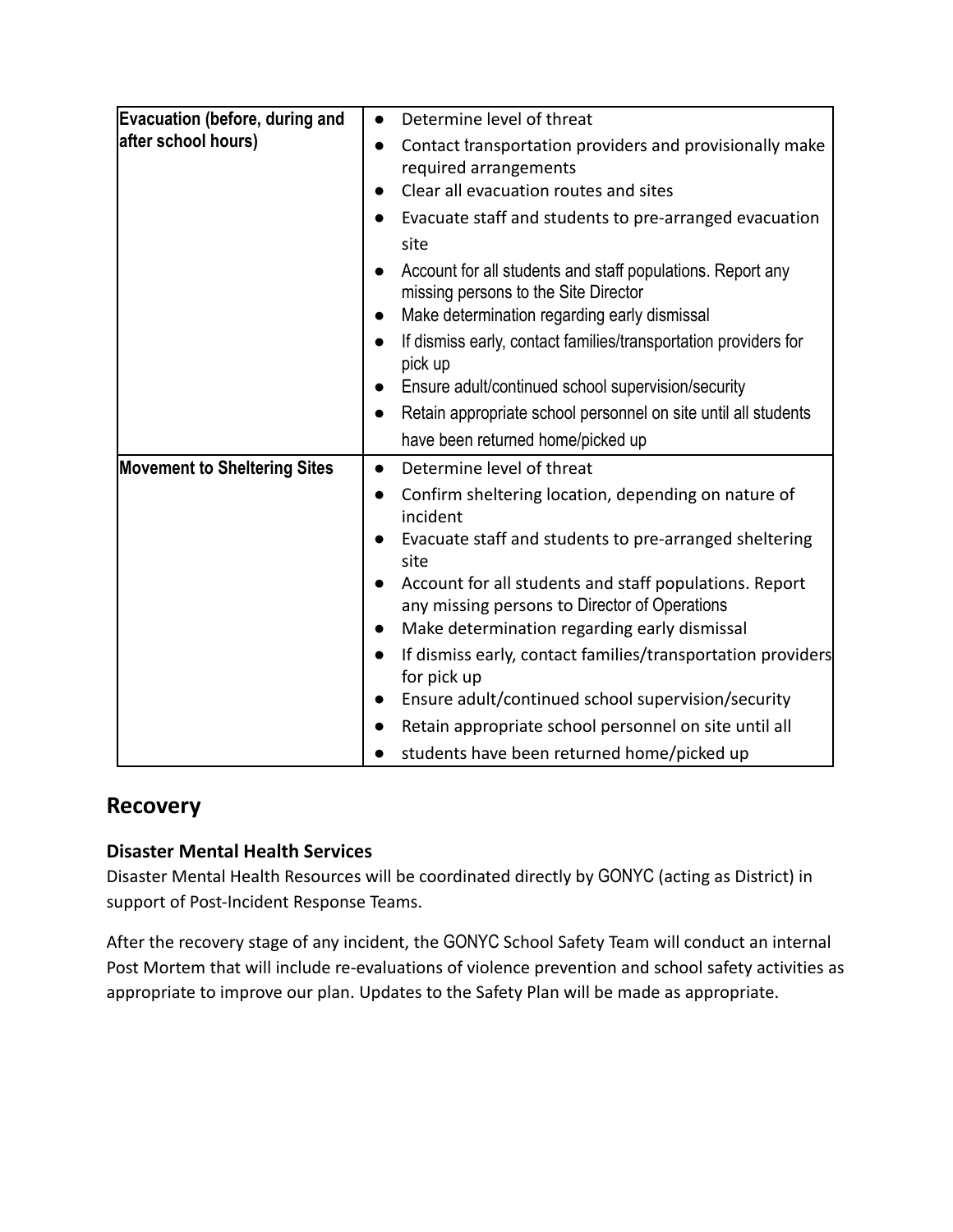| Evacuation (before, during and after school hours) | <ul><li>Determine level of threat</li><li>Contact transportation providers and provisionally make required arrangements</li><li>Clear all evacuation routes and sites</li><li>Evacuate staff and students to pre-arranged evacuation site</li><li>Account for all students and staff populations. Report any missing persons to the Site Director</li><li>Make determination regarding early dismissal</li><li>If dismiss early, contact families/transportation providers for pick up</li><li>Ensure adult/continued school supervision/security</li><li>Retain appropriate school personnel on site until all students have been returned home/picked up</li></ul> |
|---|---|
| **Movement to Sheltering Sites** | <ul><li>Determine level of threat</li><li>Confirm sheltering location, depending on nature of incident</li><li>Evacuate staff and students to pre-arranged sheltering site</li><li>Account for all students and staff populations. Report any missing persons to Director of Operations</li><li>Make determination regarding early dismissal</li><li>If dismiss early, contact families/transportation providers for pick up</li><li>Ensure adult/continued school supervision/security</li><li>Retain appropriate school personnel on site until all</li><li>students have been returned home/picked up</li></ul> |

## Recovery

### Disaster Mental Health Services

Disaster Mental Health Resources will be coordinated directly by GONYC (acting as District) in support of Post-Incident Response Teams.

After the recovery stage of any incident, the GONYC School Safety Team will conduct an internal Post Mortem that will include re-evaluations of violence prevention and school safety activities as appropriate to improve our plan. Updates to the Safety Plan will be made as appropriate.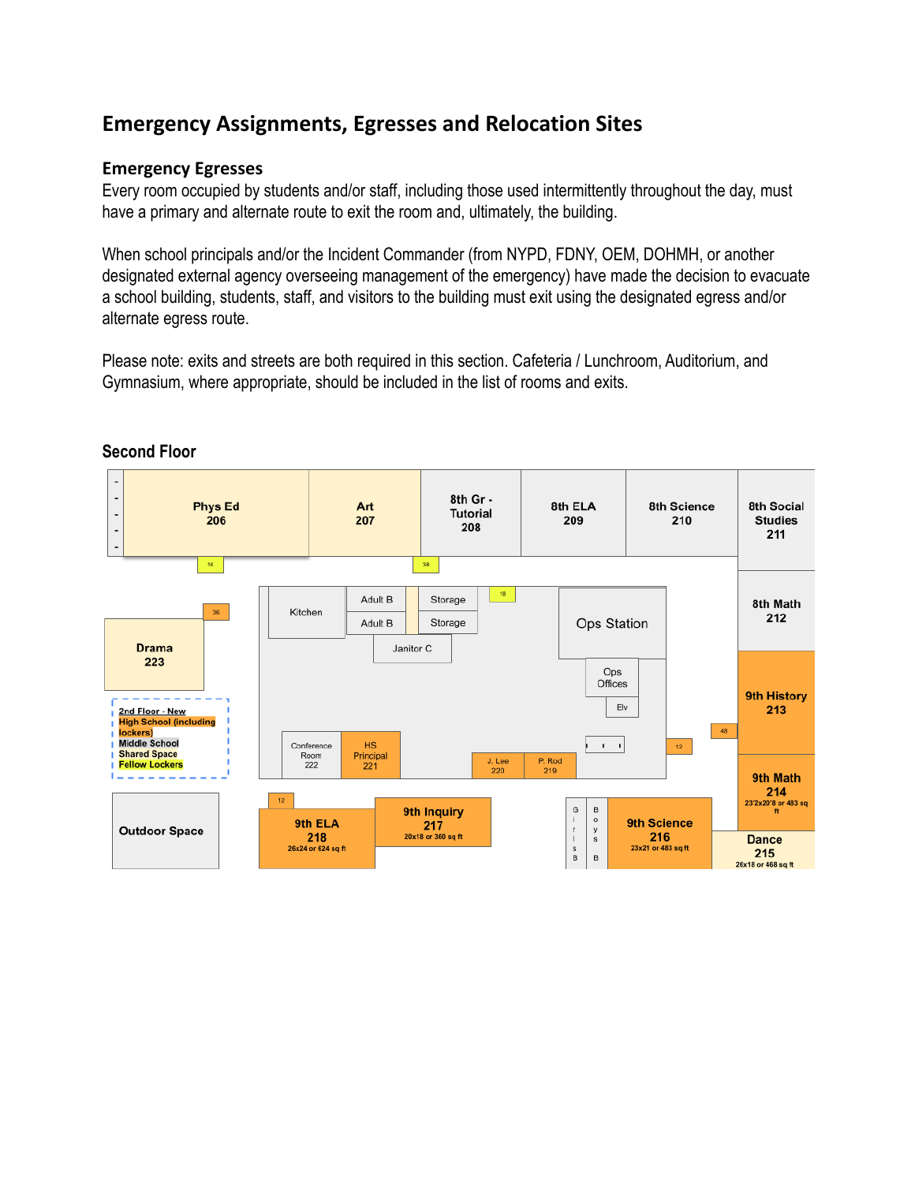# Emergency Assignments, Egresses and Relocation Sites

## Emergency Egresses

Every room occupied by students and/or staff, including those used intermittently throughout the day, must have a primary and alternate route to exit the room and, ultimately, the building.

When school principals and/or the Incident Commander (from NYPD, FDNY, OEM, DOHMH, or another designated external agency overseeing management of the emergency) have made the decision to evacuate a school building, students, staff, and visitors to the building must exit using the designated egress and/or alternate egress route.

Please note: exits and streets are both required in this section. Cafeteria / Lunchroom, Auditorium, and Gymnasium, where appropriate, should be included in the list of rooms and exits.

### Second Floor

Phys Ed 206

Art 207

8th Gr - Tutorial 208

8th ELA 209

8th Science 210

8th Social Studies 211

8th Math 212

9th History 213

9th Math 214 23'2x20'8 or 483 sq ft

Dance 215 26x18 or 468 sq ft

9th Science 216 23x21 or 483 sq ft

9th Inquiry 217 20x18 or 360 sq ft

9th ELA 218 26x24 or 624 sq ft

P. Rod 219

J. Lee 220

HS Principal 221

Conference Room 222

Drama 223

Kitchen

Adult B

Adult B

Storage

Storage

Janitor C

Ops Station

Ops Offices

Elv

Girls B

Boys B

Outdoor Space

16 38 36 18 48 12 12

2nd Floor - New
High School (including lockers)
Middle School
Shared Space
Fellow Lockers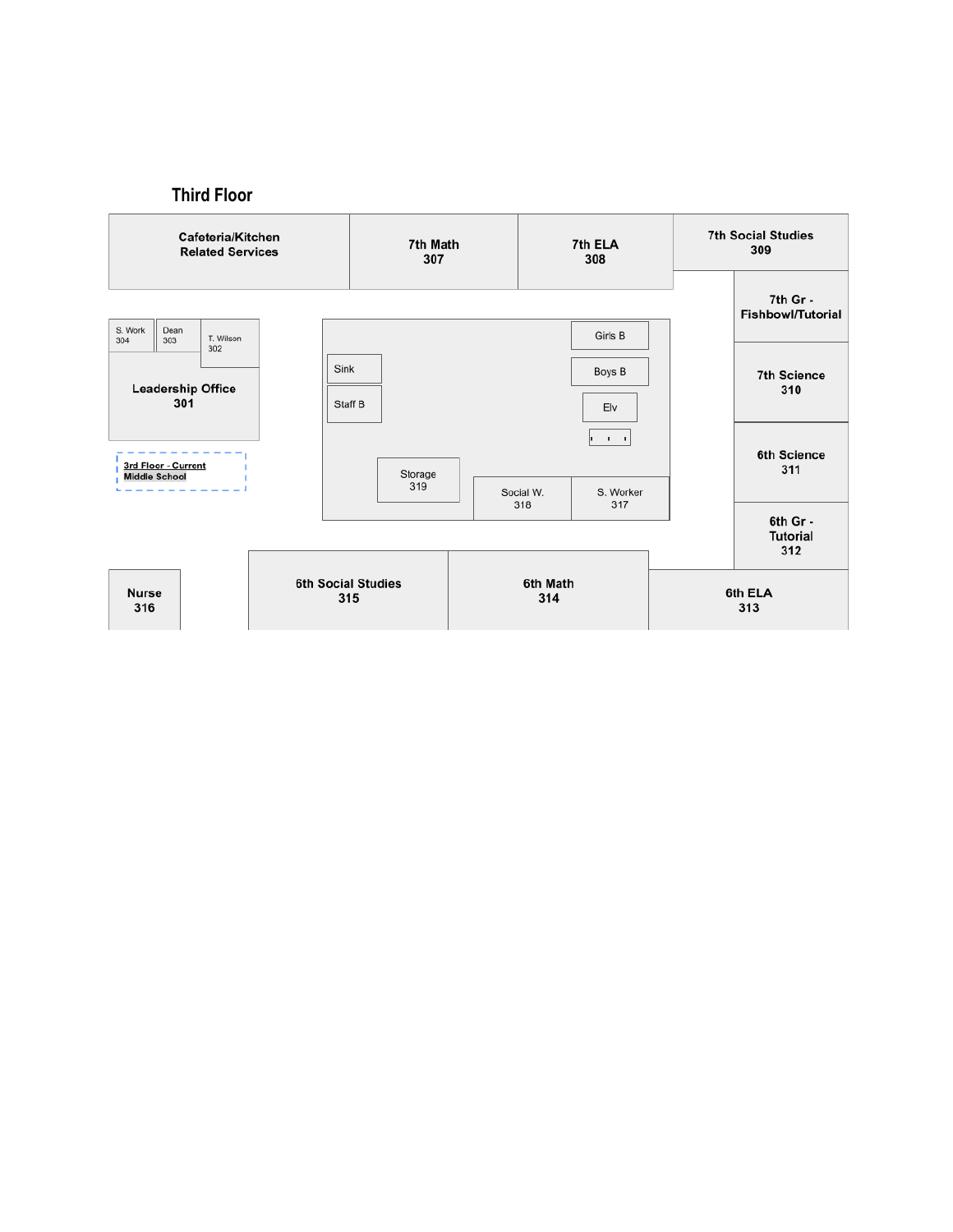## Third Floor

Cafeteria/Kitchen
Related Services

7th Math
307

7th ELA
308

7th Social Studies
309

7th Gr - Fishbowl/Tutorial

7th Science
310

6th Science
311

6th Gr - Tutorial
312

6th ELA
313

6th Math
314

6th Social Studies
315

Nurse
316

S. Work
304

Dean
303

T. Wilson
302

Leadership Office
301

3rd Floor - Current Middle School

Sink

Staff B

Girls B

Boys B

Elv

Storage
319

Social W.
318

S. Worker
317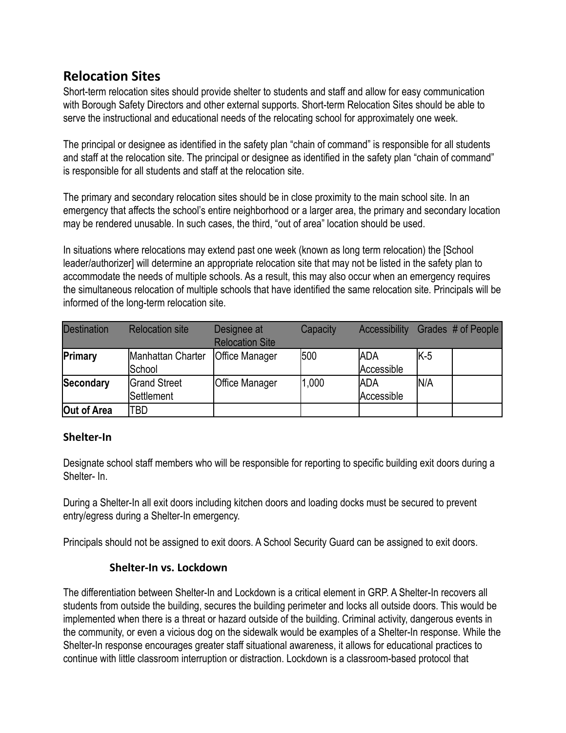## Relocation Sites

Short-term relocation sites should provide shelter to students and staff and allow for easy communication with Borough Safety Directors and other external supports. Short-term Relocation Sites should be able to serve the instructional and educational needs of the relocating school for approximately one week.

The principal or designee as identified in the safety plan "chain of command" is responsible for all students and staff at the relocation site. The principal or designee as identified in the safety plan "chain of command" is responsible for all students and staff at the relocation site.

The primary and secondary relocation sites should be in close proximity to the main school site. In an emergency that affects the school's entire neighborhood or a larger area, the primary and secondary location may be rendered unusable. In such cases, the third, "out of area" location should be used.

In situations where relocations may extend past one week (known as long term relocation) the [School leader/authorizer] will determine an appropriate relocation site that may not be listed in the safety plan to accommodate the needs of multiple schools. As a result, this may also occur when an emergency requires the simultaneous relocation of multiple schools that have identified the same relocation site. Principals will be informed of the long-term relocation site.

| Destination | Relocation site | Designee at Relocation Site | Capacity | Accessibility | Grades | # of People |
|---|---|---|---|---|---|---|
| **Primary** | Manhattan Charter School | Office Manager | 500 | ADA Accessible | K-5 | |
| **Secondary** | Grand Street Settlement | Office Manager | 1,000 | ADA Accessible | N/A | |
| **Out of Area** | TBD | | | | | |

### Shelter-In

Designate school staff members who will be responsible for reporting to specific building exit doors during a Shelter- In.

During a Shelter-In all exit doors including kitchen doors and loading docks must be secured to prevent entry/egress during a Shelter-In emergency.

Principals should not be assigned to exit doors. A School Security Guard can be assigned to exit doors.

#### Shelter-In vs. Lockdown

The differentiation between Shelter-In and Lockdown is a critical element in GRP. A Shelter-In recovers all students from outside the building, secures the building perimeter and locks all outside doors. This would be implemented when there is a threat or hazard outside of the building. Criminal activity, dangerous events in the community, or even a vicious dog on the sidewalk would be examples of a Shelter-In response. While the Shelter-In response encourages greater staff situational awareness, it allows for educational practices to continue with little classroom interruption or distraction. Lockdown is a classroom-based protocol that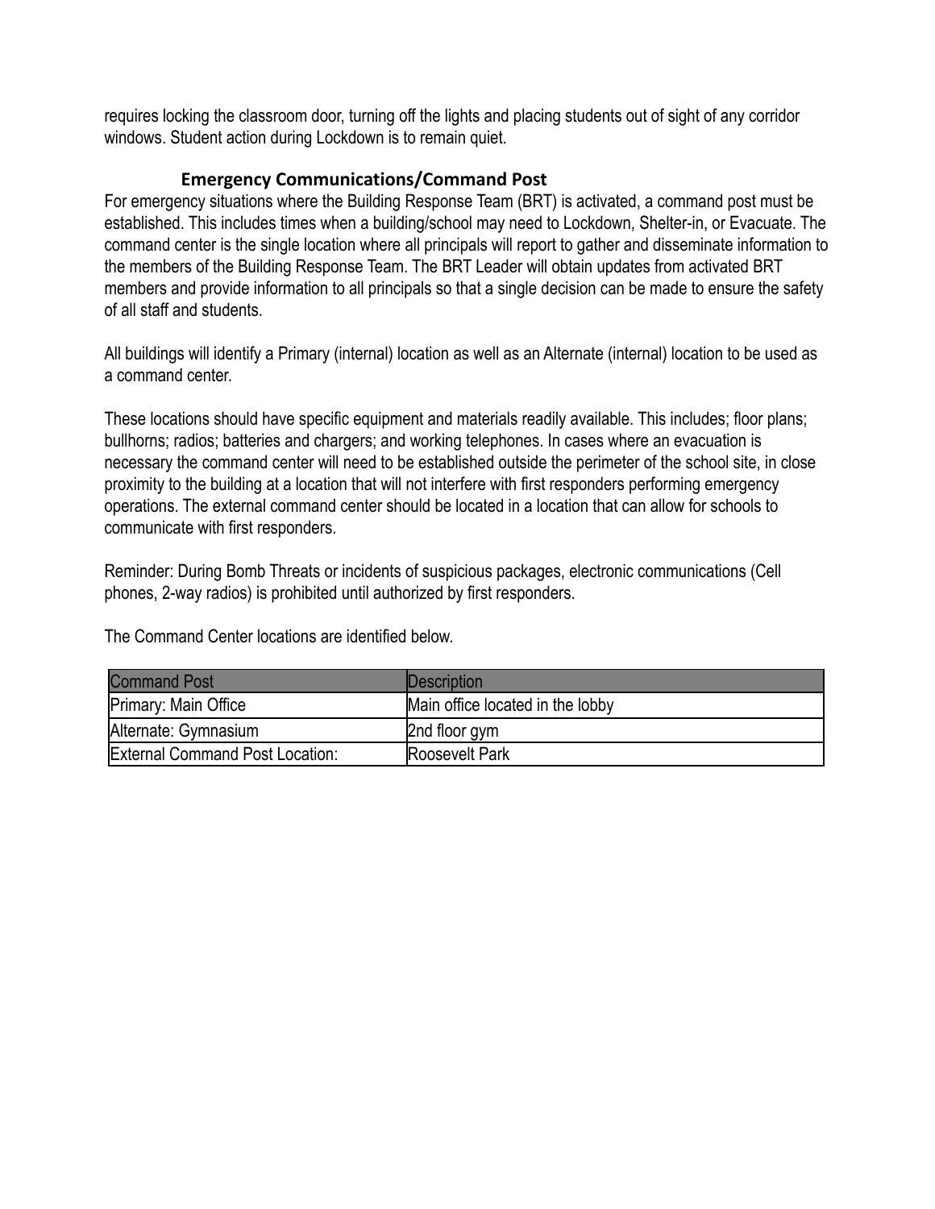requires locking the classroom door, turning off the lights and placing students out of sight of any corridor windows. Student action during Lockdown is to remain quiet.

### Emergency Communications/Command Post

For emergency situations where the Building Response Team (BRT) is activated, a command post must be established. This includes times when a building/school may need to Lockdown, Shelter-in, or Evacuate. The command center is the single location where all principals will report to gather and disseminate information to the members of the Building Response Team. The BRT Leader will obtain updates from activated BRT members and provide information to all principals so that a single decision can be made to ensure the safety of all staff and students.

All buildings will identify a Primary (internal) location as well as an Alternate (internal) location to be used as a command center.

These locations should have specific equipment and materials readily available. This includes; floor plans; bullhorns; radios; batteries and chargers; and working telephones. In cases where an evacuation is necessary the command center will need to be established outside the perimeter of the school site, in close proximity to the building at a location that will not interfere with first responders performing emergency operations. The external command center should be located in a location that can allow for schools to communicate with first responders.

Reminder: During Bomb Threats or incidents of suspicious packages, electronic communications (Cell phones, 2-way radios) is prohibited until authorized by first responders.

The Command Center locations are identified below.

| Command Post | Description |
|---|---|
| Primary: Main Office | Main office located in the lobby |
| Alternate: Gymnasium | 2nd floor gym |
| External Command Post Location: | Roosevelt Park |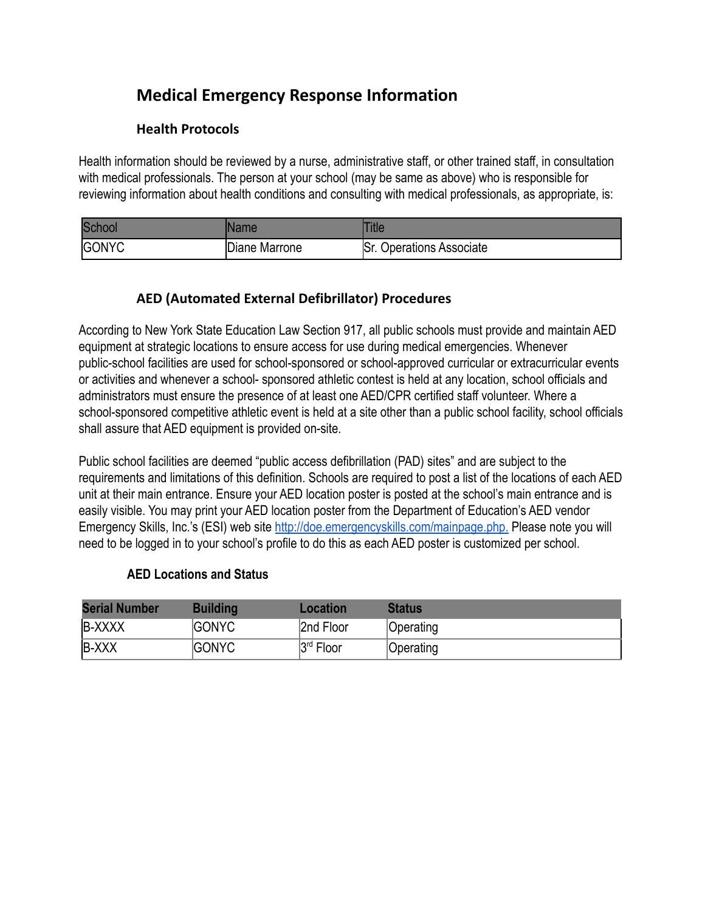# Medical Emergency Response Information

## Health Protocols

Health information should be reviewed by a nurse, administrative staff, or other trained staff, in consultation with medical professionals. The person at your school (may be same as above) who is responsible for reviewing information about health conditions and consulting with medical professionals, as appropriate, is:

| School | Name | Title |
|---|---|---|
| GONYC | Diane Marrone | Sr. Operations Associate |

## AED (Automated External Defibrillator) Procedures

According to New York State Education Law Section 917, all public schools must provide and maintain AED equipment at strategic locations to ensure access for use during medical emergencies. Whenever public-school facilities are used for school-sponsored or school-approved curricular or extracurricular events or activities and whenever a school- sponsored athletic contest is held at any location, school officials and administrators must ensure the presence of at least one AED/CPR certified staff volunteer. Where a school-sponsored competitive athletic event is held at a site other than a public school facility, school officials shall assure that AED equipment is provided on-site.

Public school facilities are deemed "public access defibrillation (PAD) sites" and are subject to the requirements and limitations of this definition. Schools are required to post a list of the locations of each AED unit at their main entrance. Ensure your AED location poster is posted at the school's main entrance and is easily visible. You may print your AED location poster from the Department of Education's AED vendor Emergency Skills, Inc.'s (ESI) web site http://doe.emergencyskills.com/mainpage.php. Please note you will need to be logged in to your school's profile to do this as each AED poster is customized per school.

### AED Locations and Status

| Serial Number | Building | Location | Status |
|---|---|---|---|
| B-XXXX | GONYC | 2nd Floor | Operating |
| B-XXX | GONYC | 3rd Floor | Operating |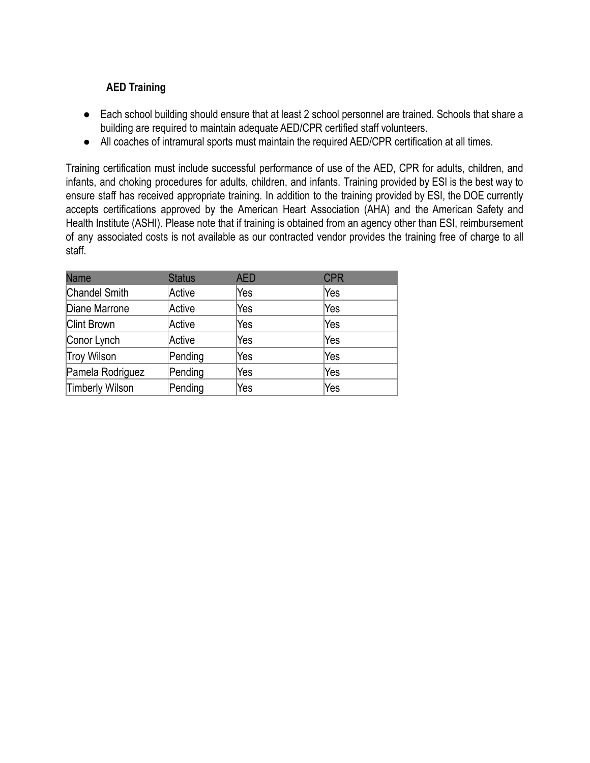**AED Training**

- Each school building should ensure that at least 2 school personnel are trained. Schools that share a building are required to maintain adequate AED/CPR certified staff volunteers.
- All coaches of intramural sports must maintain the required AED/CPR certification at all times.

Training certification must include successful performance of use of the AED, CPR for adults, children, and infants, and choking procedures for adults, children, and infants. Training provided by ESI is the best way to ensure staff has received appropriate training. In addition to the training provided by ESI, the DOE currently accepts certifications approved by the American Heart Association (AHA) and the American Safety and Health Institute (ASHI). Please note that if training is obtained from an agency other than ESI, reimbursement of any associated costs is not available as our contracted vendor provides the training free of charge to all staff.

| Name | Status | AED | CPR |
| --- | --- | --- | --- |
| Chandel Smith | Active | Yes | Yes |
| Diane Marrone | Active | Yes | Yes |
| Clint Brown | Active | Yes | Yes |
| Conor Lynch | Active | Yes | Yes |
| Troy Wilson | Pending | Yes | Yes |
| Pamela Rodriguez | Pending | Yes | Yes |
| Timberly Wilson | Pending | Yes | Yes |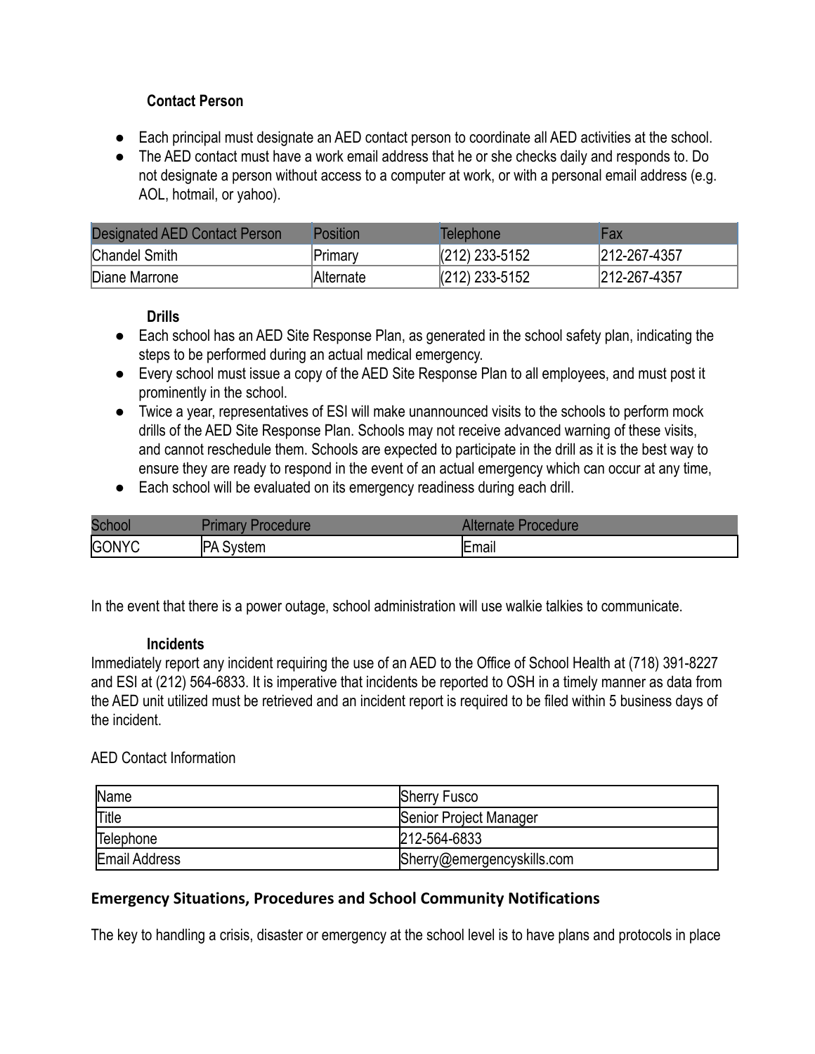### Contact Person

- Each principal must designate an AED contact person to coordinate all AED activities at the school.
- The AED contact must have a work email address that he or she checks daily and responds to. Do not designate a person without access to a computer at work, or with a personal email address (e.g. AOL, hotmail, or yahoo).

| Designated AED Contact Person | Position | Telephone | Fax |
| --- | --- | --- | --- |
| Chandel Smith | Primary | (212) 233-5152 | 212-267-4357 |
| Diane Marrone | Alternate | (212) 233-5152 | 212-267-4357 |

### Drills

- Each school has an AED Site Response Plan, as generated in the school safety plan, indicating the steps to be performed during an actual medical emergency.
- Every school must issue a copy of the AED Site Response Plan to all employees, and must post it prominently in the school.
- Twice a year, representatives of ESI will make unannounced visits to the schools to perform mock drills of the AED Site Response Plan. Schools may not receive advanced warning of these visits, and cannot reschedule them. Schools are expected to participate in the drill as it is the best way to ensure they are ready to respond in the event of an actual emergency which can occur at any time,
- Each school will be evaluated on its emergency readiness during each drill.

| School | Primary Procedure | Alternate Procedure |
| --- | --- | --- |
| GONYC | PA System | Email |

In the event that there is a power outage, school administration will use walkie talkies to communicate.

### Incidents

Immediately report any incident requiring the use of an AED to the Office of School Health at (718) 391-8227 and ESI at (212) 564-6833. It is imperative that incidents be reported to OSH in a timely manner as data from the AED unit utilized must be retrieved and an incident report is required to be filed within 5 business days of the incident.

AED Contact Information

| Name | Sherry Fusco |
| --- | --- |
| Title | Senior Project Manager |
| Telephone | 212-564-6833 |
| Email Address | Sherry@emergencyskills.com |

## Emergency Situations, Procedures and School Community Notifications

The key to handling a crisis, disaster or emergency at the school level is to have plans and protocols in place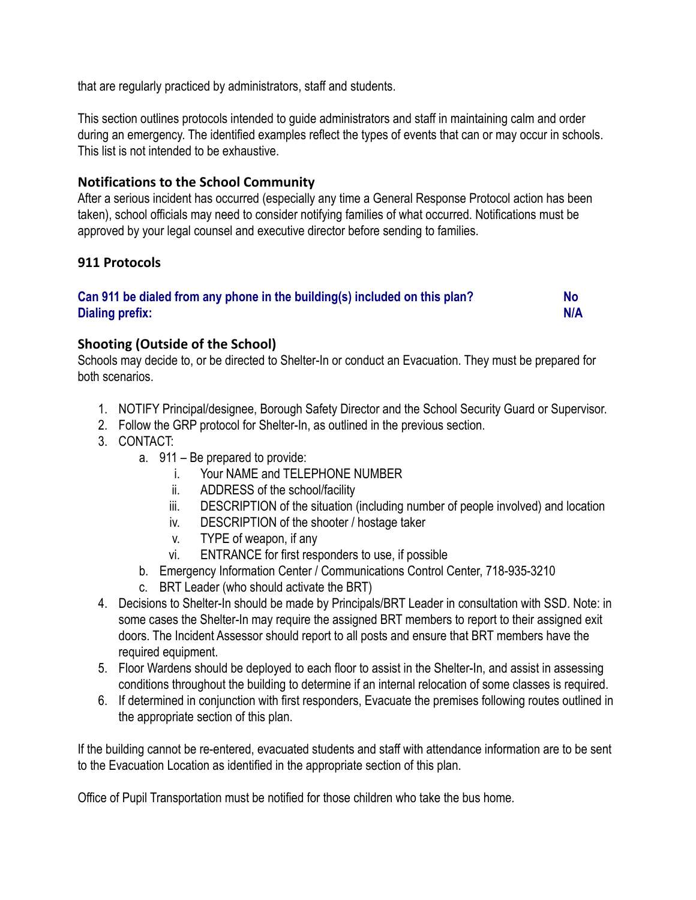that are regularly practiced by administrators, staff and students.

This section outlines protocols intended to guide administrators and staff in maintaining calm and order during an emergency. The identified examples reflect the types of events that can or may occur in schools. This list is not intended to be exhaustive.

### Notifications to the School Community

After a serious incident has occurred (especially any time a General Response Protocol action has been taken), school officials may need to consider notifying families of what occurred. Notifications must be approved by your legal counsel and executive director before sending to families.

### 911 Protocols

| | |
|---|---|
| **Can 911 be dialed from any phone in the building(s) included on this plan?** | **No** |
| **Dialing prefix:** | **N/A** |

### Shooting (Outside of the School)

Schools may decide to, or be directed to Shelter-In or conduct an Evacuation. They must be prepared for both scenarios.

1. NOTIFY Principal/designee, Borough Safety Director and the School Security Guard or Supervisor.
2. Follow the GRP protocol for Shelter-In, as outlined in the previous section.
3. CONTACT:
   a. 911 – Be prepared to provide:
      i. Your NAME and TELEPHONE NUMBER
      ii. ADDRESS of the school/facility
      iii. DESCRIPTION of the situation (including number of people involved) and location
      iv. DESCRIPTION of the shooter / hostage taker
      v. TYPE of weapon, if any
      vi. ENTRANCE for first responders to use, if possible
   b. Emergency Information Center / Communications Control Center, 718-935-3210
   c. BRT Leader (who should activate the BRT)
4. Decisions to Shelter-In should be made by Principals/BRT Leader in consultation with SSD. Note: in some cases the Shelter-In may require the assigned BRT members to report to their assigned exit doors. The Incident Assessor should report to all posts and ensure that BRT members have the required equipment.
5. Floor Wardens should be deployed to each floor to assist in the Shelter-In, and assist in assessing conditions throughout the building to determine if an internal relocation of some classes is required.
6. If determined in conjunction with first responders, Evacuate the premises following routes outlined in the appropriate section of this plan.

If the building cannot be re-entered, evacuated students and staff with attendance information are to be sent to the Evacuation Location as identified in the appropriate section of this plan.

Office of Pupil Transportation must be notified for those children who take the bus home.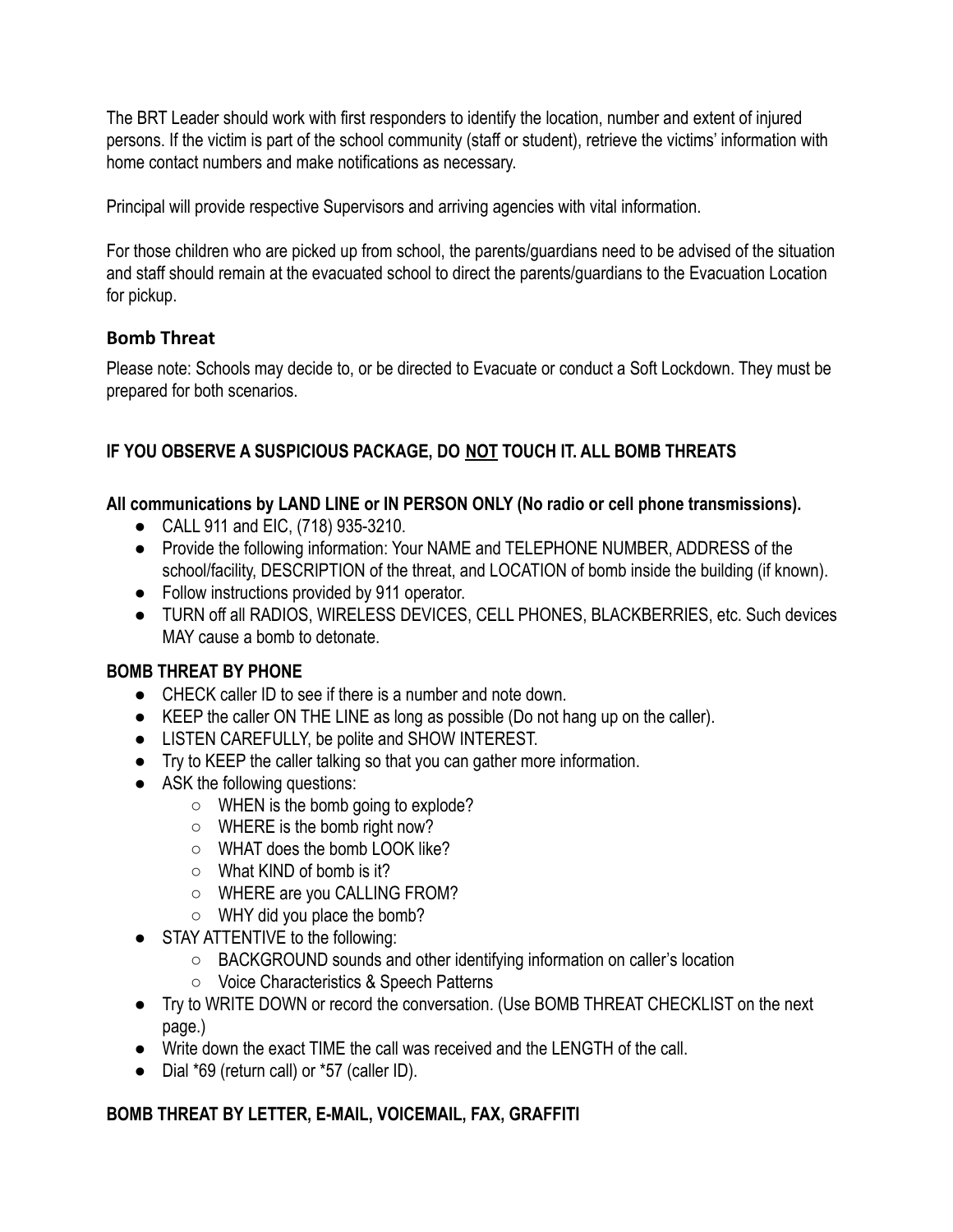The BRT Leader should work with first responders to identify the location, number and extent of injured persons. If the victim is part of the school community (staff or student), retrieve the victims' information with home contact numbers and make notifications as necessary.

Principal will provide respective Supervisors and arriving agencies with vital information.

For those children who are picked up from school, the parents/guardians need to be advised of the situation and staff should remain at the evacuated school to direct the parents/guardians to the Evacuation Location for pickup.

### Bomb Threat

Please note: Schools may decide to, or be directed to Evacuate or conduct a Soft Lockdown. They must be prepared for both scenarios.

**IF YOU OBSERVE A SUSPICIOUS PACKAGE, DO <u>NOT</u> TOUCH IT. ALL BOMB THREATS**

**All communications by LAND LINE or IN PERSON ONLY (No radio or cell phone transmissions).**

- CALL 911 and EIC, (718) 935-3210.
- Provide the following information: Your NAME and TELEPHONE NUMBER, ADDRESS of the school/facility, DESCRIPTION of the threat, and LOCATION of bomb inside the building (if known).
- Follow instructions provided by 911 operator.
- TURN off all RADIOS, WIRELESS DEVICES, CELL PHONES, BLACKBERRIES, etc. Such devices MAY cause a bomb to detonate.

**BOMB THREAT BY PHONE**

- CHECK caller ID to see if there is a number and note down.
- KEEP the caller ON THE LINE as long as possible (Do not hang up on the caller).
- LISTEN CAREFULLY, be polite and SHOW INTEREST.
- Try to KEEP the caller talking so that you can gather more information.
- ASK the following questions:
    - WHEN is the bomb going to explode?
    - WHERE is the bomb right now?
    - WHAT does the bomb LOOK like?
    - What KIND of bomb is it?
    - WHERE are you CALLING FROM?
    - WHY did you place the bomb?
- STAY ATTENTIVE to the following:
    - BACKGROUND sounds and other identifying information on caller's location
    - Voice Characteristics & Speech Patterns
- Try to WRITE DOWN or record the conversation. (Use BOMB THREAT CHECKLIST on the next page.)
- Write down the exact TIME the call was received and the LENGTH of the call.
- Dial *69 (return call) or *57 (caller ID).

**BOMB THREAT BY LETTER, E-MAIL, VOICEMAIL, FAX, GRAFFITI**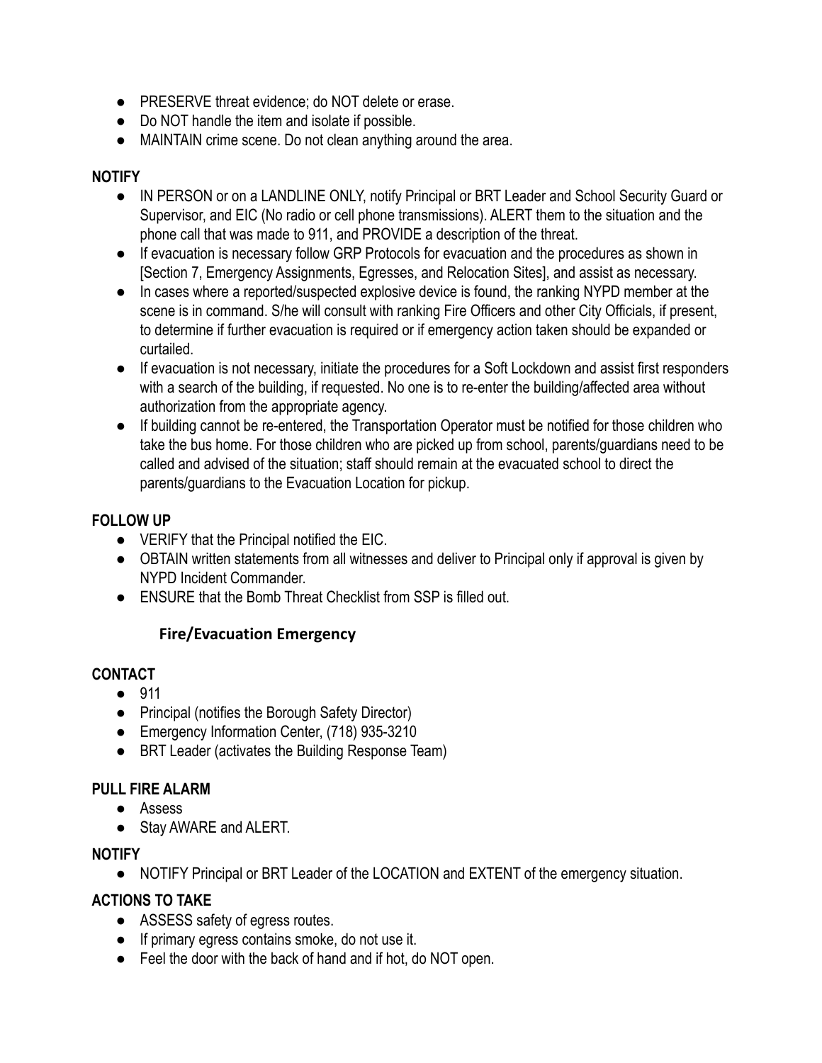- PRESERVE threat evidence; do NOT delete or erase.
- Do NOT handle the item and isolate if possible.
- MAINTAIN crime scene. Do not clean anything around the area.

**NOTIFY**

- IN PERSON or on a LANDLINE ONLY, notify Principal or BRT Leader and School Security Guard or Supervisor, and EIC (No radio or cell phone transmissions). ALERT them to the situation and the phone call that was made to 911, and PROVIDE a description of the threat.
- If evacuation is necessary follow GRP Protocols for evacuation and the procedures as shown in [Section 7, Emergency Assignments, Egresses, and Relocation Sites], and assist as necessary.
- In cases where a reported/suspected explosive device is found, the ranking NYPD member at the scene is in command. S/he will consult with ranking Fire Officers and other City Officials, if present, to determine if further evacuation is required or if emergency action taken should be expanded or curtailed.
- If evacuation is not necessary, initiate the procedures for a Soft Lockdown and assist first responders with a search of the building, if requested. No one is to re-enter the building/affected area without authorization from the appropriate agency.
- If building cannot be re-entered, the Transportation Operator must be notified for those children who take the bus home. For those children who are picked up from school, parents/guardians need to be called and advised of the situation; staff should remain at the evacuated school to direct the parents/guardians to the Evacuation Location for pickup.

**FOLLOW UP**

- VERIFY that the Principal notified the EIC.
- OBTAIN written statements from all witnesses and deliver to Principal only if approval is given by NYPD Incident Commander.
- ENSURE that the Bomb Threat Checklist from SSP is filled out.

### Fire/Evacuation Emergency

**CONTACT**

- 911
- Principal (notifies the Borough Safety Director)
- Emergency Information Center, (718) 935-3210
- BRT Leader (activates the Building Response Team)

**PULL FIRE ALARM**

- Assess
- Stay AWARE and ALERT.

**NOTIFY**

- NOTIFY Principal or BRT Leader of the LOCATION and EXTENT of the emergency situation.

**ACTIONS TO TAKE**

- ASSESS safety of egress routes.
- If primary egress contains smoke, do not use it.
- Feel the door with the back of hand and if hot, do NOT open.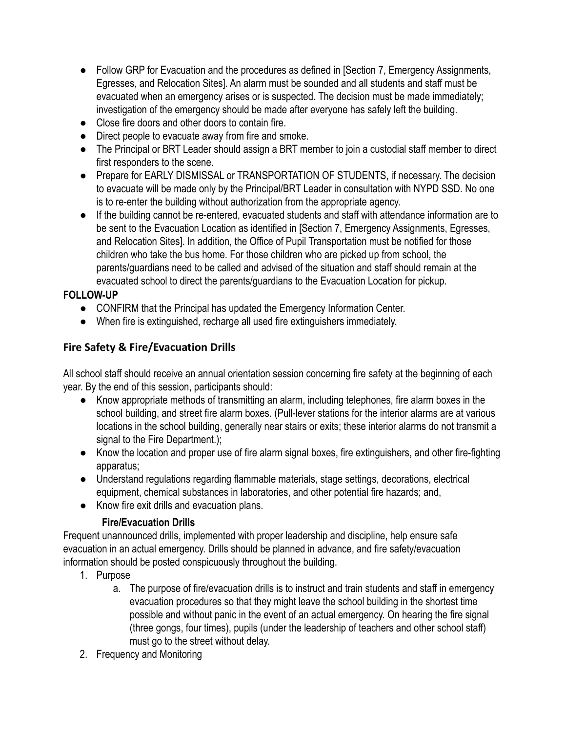- Follow GRP for Evacuation and the procedures as defined in [Section 7, Emergency Assignments, Egresses, and Relocation Sites]. An alarm must be sounded and all students and staff must be evacuated when an emergency arises or is suspected. The decision must be made immediately; investigation of the emergency should be made after everyone has safely left the building.
- Close fire doors and other doors to contain fire.
- Direct people to evacuate away from fire and smoke.
- The Principal or BRT Leader should assign a BRT member to join a custodial staff member to direct first responders to the scene.
- Prepare for EARLY DISMISSAL or TRANSPORTATION OF STUDENTS, if necessary. The decision to evacuate will be made only by the Principal/BRT Leader in consultation with NYPD SSD. No one is to re-enter the building without authorization from the appropriate agency.
- If the building cannot be re-entered, evacuated students and staff with attendance information are to be sent to the Evacuation Location as identified in [Section 7, Emergency Assignments, Egresses, and Relocation Sites]. In addition, the Office of Pupil Transportation must be notified for those children who take the bus home. For those children who are picked up from school, the parents/guardians need to be called and advised of the situation and staff should remain at the evacuated school to direct the parents/guardians to the Evacuation Location for pickup.

**FOLLOW-UP**

- CONFIRM that the Principal has updated the Emergency Information Center.
- When fire is extinguished, recharge all used fire extinguishers immediately.

## Fire Safety & Fire/Evacuation Drills

All school staff should receive an annual orientation session concerning fire safety at the beginning of each year. By the end of this session, participants should:

- Know appropriate methods of transmitting an alarm, including telephones, fire alarm boxes in the school building, and street fire alarm boxes. (Pull-lever stations for the interior alarms are at various locations in the school building, generally near stairs or exits; these interior alarms do not transmit a signal to the Fire Department.);
- Know the location and proper use of fire alarm signal boxes, fire extinguishers, and other fire-fighting apparatus;
- Understand regulations regarding flammable materials, stage settings, decorations, electrical equipment, chemical substances in laboratories, and other potential fire hazards; and,
- Know fire exit drills and evacuation plans.

**Fire/Evacuation Drills**

Frequent unannounced drills, implemented with proper leadership and discipline, help ensure safe evacuation in an actual emergency. Drills should be planned in advance, and fire safety/evacuation information should be posted conspicuously throughout the building.

1. Purpose
   a. The purpose of fire/evacuation drills is to instruct and train students and staff in emergency evacuation procedures so that they might leave the school building in the shortest time possible and without panic in the event of an actual emergency. On hearing the fire signal (three gongs, four times), pupils (under the leadership of teachers and other school staff) must go to the street without delay.
2. Frequency and Monitoring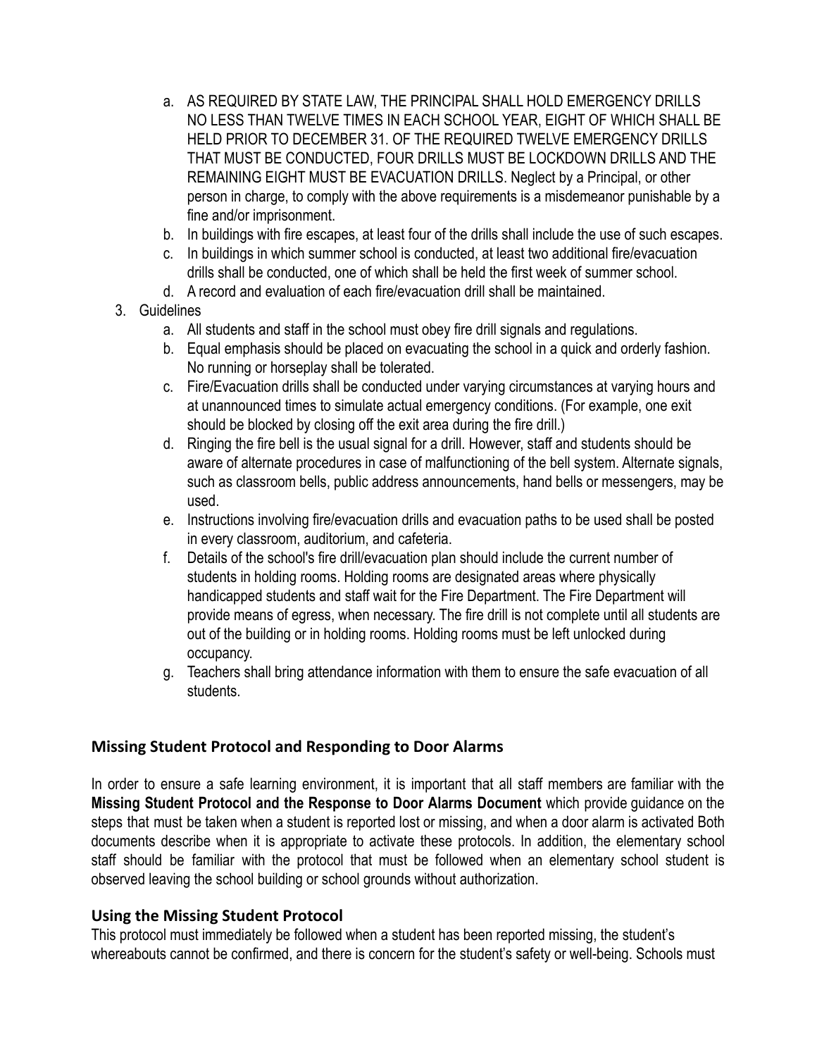a. AS REQUIRED BY STATE LAW, THE PRINCIPAL SHALL HOLD EMERGENCY DRILLS NO LESS THAN TWELVE TIMES IN EACH SCHOOL YEAR, EIGHT OF WHICH SHALL BE HELD PRIOR TO DECEMBER 31. OF THE REQUIRED TWELVE EMERGENCY DRILLS THAT MUST BE CONDUCTED, FOUR DRILLS MUST BE LOCKDOWN DRILLS AND THE REMAINING EIGHT MUST BE EVACUATION DRILLS. Neglect by a Principal, or other person in charge, to comply with the above requirements is a misdemeanor punishable by a fine and/or imprisonment.
   b. In buildings with fire escapes, at least four of the drills shall include the use of such escapes.
   c. In buildings in which summer school is conducted, at least two additional fire/evacuation drills shall be conducted, one of which shall be held the first week of summer school.
   d. A record and evaluation of each fire/evacuation drill shall be maintained.

3. Guidelines
   a. All students and staff in the school must obey fire drill signals and regulations.
   b. Equal emphasis should be placed on evacuating the school in a quick and orderly fashion. No running or horseplay shall be tolerated.
   c. Fire/Evacuation drills shall be conducted under varying circumstances at varying hours and at unannounced times to simulate actual emergency conditions. (For example, one exit should be blocked by closing off the exit area during the fire drill.)
   d. Ringing the fire bell is the usual signal for a drill. However, staff and students should be aware of alternate procedures in case of malfunctioning of the bell system. Alternate signals, such as classroom bells, public address announcements, hand bells or messengers, may be used.
   e. Instructions involving fire/evacuation drills and evacuation paths to be used shall be posted in every classroom, auditorium, and cafeteria.
   f. Details of the school's fire drill/evacuation plan should include the current number of students in holding rooms. Holding rooms are designated areas where physically handicapped students and staff wait for the Fire Department. The Fire Department will provide means of egress, when necessary. The fire drill is not complete until all students are out of the building or in holding rooms. Holding rooms must be left unlocked during occupancy.
   g. Teachers shall bring attendance information with them to ensure the safe evacuation of all students.

## Missing Student Protocol and Responding to Door Alarms

In order to ensure a safe learning environment, it is important that all staff members are familiar with the **Missing Student Protocol and the Response to Door Alarms Document** which provide guidance on the steps that must be taken when a student is reported lost or missing, and when a door alarm is activated Both documents describe when it is appropriate to activate these protocols. In addition, the elementary school staff should be familiar with the protocol that must be followed when an elementary school student is observed leaving the school building or school grounds without authorization.

## Using the Missing Student Protocol

This protocol must immediately be followed when a student has been reported missing, the student's whereabouts cannot be confirmed, and there is concern for the student's safety or well-being. Schools must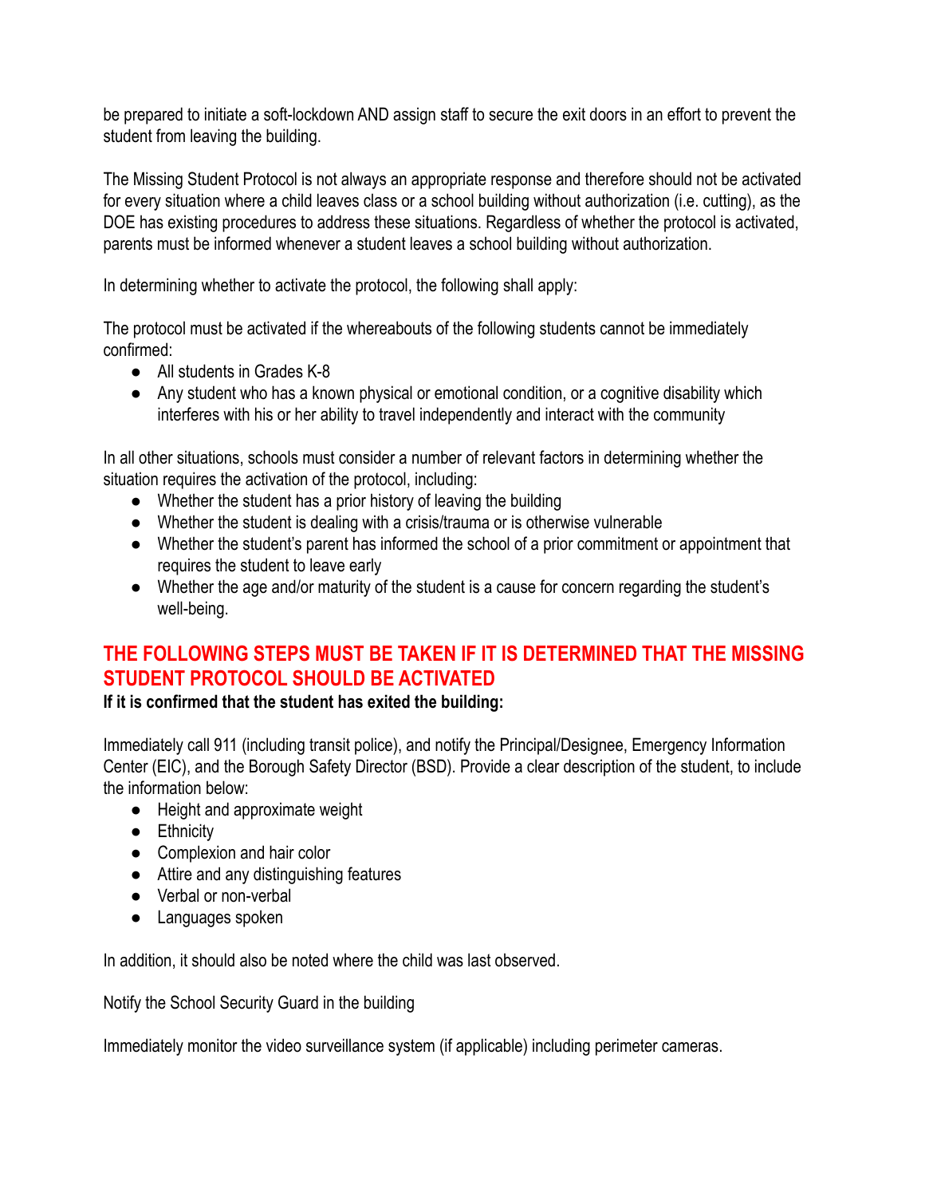be prepared to initiate a soft-lockdown AND assign staff to secure the exit doors in an effort to prevent the student from leaving the building.

The Missing Student Protocol is not always an appropriate response and therefore should not be activated for every situation where a child leaves class or a school building without authorization (i.e. cutting), as the DOE has existing procedures to address these situations. Regardless of whether the protocol is activated, parents must be informed whenever a student leaves a school building without authorization.

In determining whether to activate the protocol, the following shall apply:

The protocol must be activated if the whereabouts of the following students cannot be immediately confirmed:

- All students in Grades K-8
- Any student who has a known physical or emotional condition, or a cognitive disability which interferes with his or her ability to travel independently and interact with the community

In all other situations, schools must consider a number of relevant factors in determining whether the situation requires the activation of the protocol, including:

- Whether the student has a prior history of leaving the building
- Whether the student is dealing with a crisis/trauma or is otherwise vulnerable
- Whether the student's parent has informed the school of a prior commitment or appointment that requires the student to leave early
- Whether the age and/or maturity of the student is a cause for concern regarding the student's well-being.

## THE FOLLOWING STEPS MUST BE TAKEN IF IT IS DETERMINED THAT THE MISSING STUDENT PROTOCOL SHOULD BE ACTIVATED

**If it is confirmed that the student has exited the building:**

Immediately call 911 (including transit police), and notify the Principal/Designee, Emergency Information Center (EIC), and the Borough Safety Director (BSD). Provide a clear description of the student, to include the information below:

- Height and approximate weight
- Ethnicity
- Complexion and hair color
- Attire and any distinguishing features
- Verbal or non-verbal
- Languages spoken

In addition, it should also be noted where the child was last observed.

Notify the School Security Guard in the building

Immediately monitor the video surveillance system (if applicable) including perimeter cameras.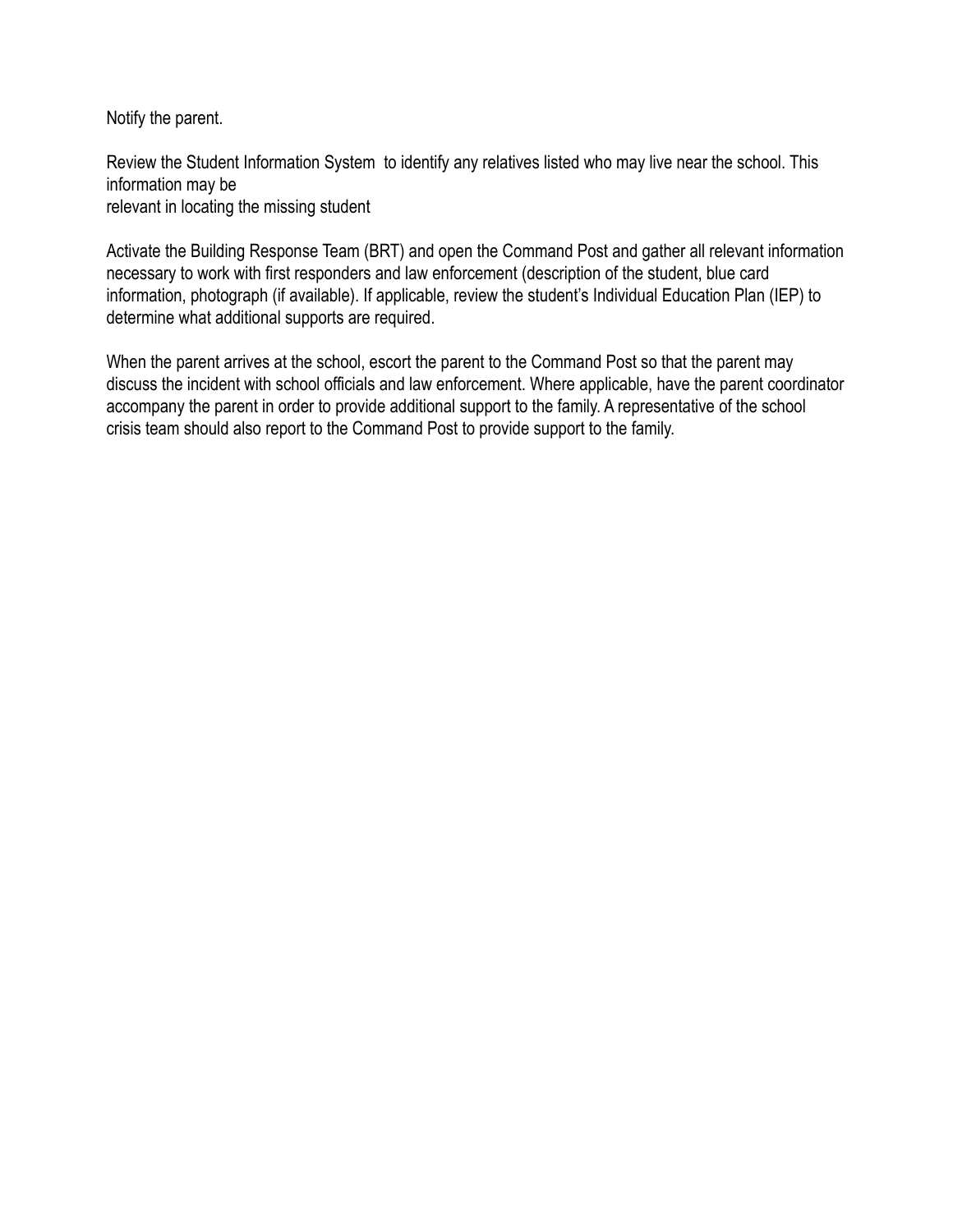Notify the parent.

Review the Student Information System to identify any relatives listed who may live near the school. This information may be relevant in locating the missing student

Activate the Building Response Team (BRT) and open the Command Post and gather all relevant information necessary to work with first responders and law enforcement (description of the student, blue card information, photograph (if available). If applicable, review the student's Individual Education Plan (IEP) to determine what additional supports are required.

When the parent arrives at the school, escort the parent to the Command Post so that the parent may discuss the incident with school officials and law enforcement. Where applicable, have the parent coordinator accompany the parent in order to provide additional support to the family. A representative of the school crisis team should also report to the Command Post to provide support to the family.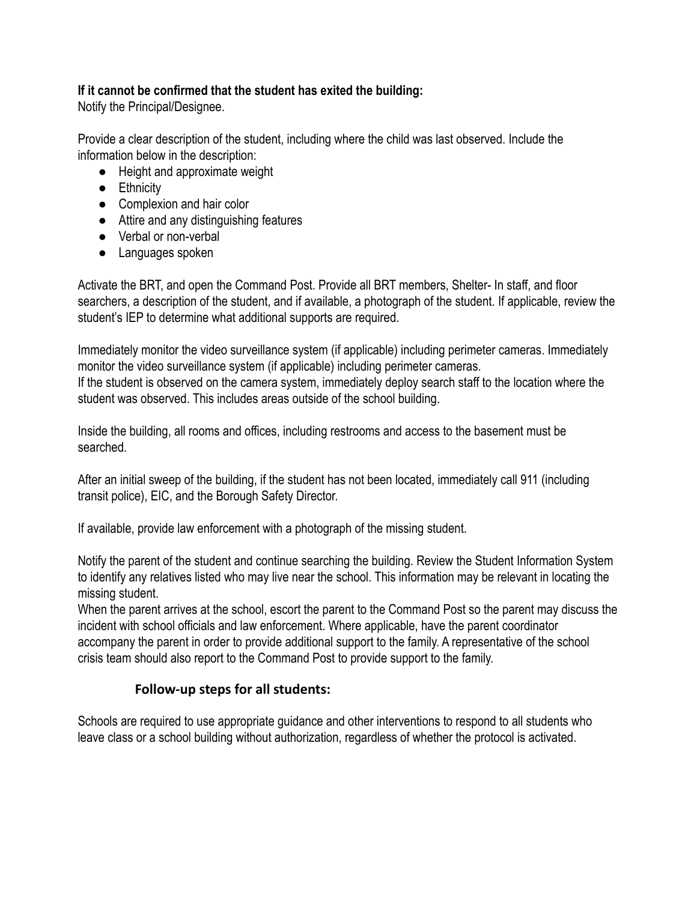**If it cannot be confirmed that the student has exited the building:**
Notify the Principal/Designee.

Provide a clear description of the student, including where the child was last observed. Include the information below in the description:

- Height and approximate weight
- Ethnicity
- Complexion and hair color
- Attire and any distinguishing features
- Verbal or non-verbal
- Languages spoken

Activate the BRT, and open the Command Post. Provide all BRT members, Shelter- In staff, and floor searchers, a description of the student, and if available, a photograph of the student. If applicable, review the student's IEP to determine what additional supports are required.

Immediately monitor the video surveillance system (if applicable) including perimeter cameras. Immediately monitor the video surveillance system (if applicable) including perimeter cameras.
If the student is observed on the camera system, immediately deploy search staff to the location where the student was observed. This includes areas outside of the school building.

Inside the building, all rooms and offices, including restrooms and access to the basement must be searched.

After an initial sweep of the building, if the student has not been located, immediately call 911 (including transit police), EIC, and the Borough Safety Director.

If available, provide law enforcement with a photograph of the missing student.

Notify the parent of the student and continue searching the building. Review the Student Information System to identify any relatives listed who may live near the school. This information may be relevant in locating the missing student.
When the parent arrives at the school, escort the parent to the Command Post so the parent may discuss the incident with school officials and law enforcement. Where applicable, have the parent coordinator accompany the parent in order to provide additional support to the family. A representative of the school crisis team should also report to the Command Post to provide support to the family.

### Follow-up steps for all students:

Schools are required to use appropriate guidance and other interventions to respond to all students who leave class or a school building without authorization, regardless of whether the protocol is activated.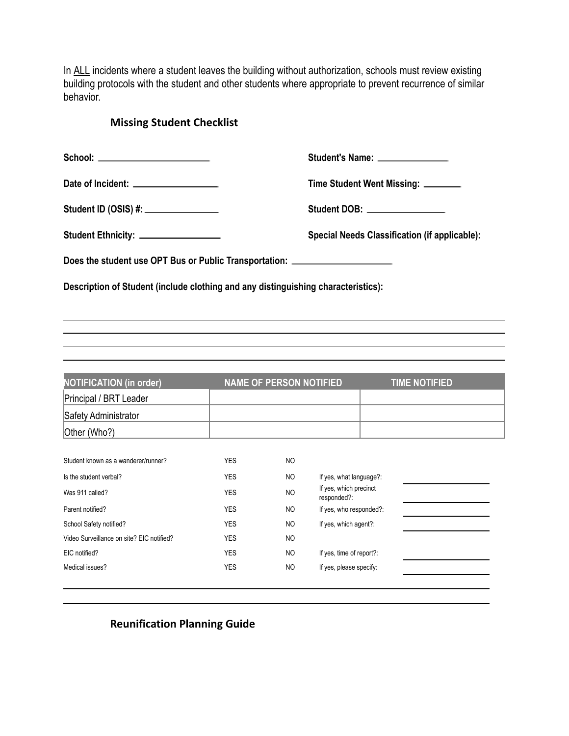In <u>ALL</u> incidents where a student leaves the building without authorization, schools must review existing building protocols with the student and other students where appropriate to prevent recurrence of similar behavior.

## Missing Student Checklist

**School:** ______________________ **Student's Name:** ______________

**Date of Incident:** ________________ **Time Student Went Missing:** _______

**Student ID (OSIS) #:** ______________ **Student DOB:** ________________

**Student Ethnicity:** ________________ **Special Needs Classification (if applicable):**

**Does the student use OPT Bus or Public Transportation:** ____________________

**Description of Student (include clothing and any distinguishing characteristics):**

______________________________________________________________________

______________________________________________________________________

______________________________________________________________________

______________________________________________________________________

| NOTIFICATION (in order) | NAME OF PERSON NOTIFIED | TIME NOTIFIED |
|---|---|---|
| Principal / BRT Leader | | |
| Safety Administrator | | |
| Other (Who?) | | |

| | | | | |
|---|---|---|---|---|
| Student known as a wanderer/runner? | YES | NO | | |
| Is the student verbal? | YES | NO | If yes, what language?: | ____________ |
| Was 911 called? | YES | NO | If yes, which precinct responded?: | ____________ |
| Parent notified? | YES | NO | If yes, who responded?: | ____________ |
| School Safety notified? | YES | NO | If yes, which agent?: | ____________ |
| Video Surveillance on site? EIC notified? | YES | NO | | |
| EIC notified? | YES | NO | If yes, time of report?: | ____________ |
| Medical issues? | YES | NO | If yes, please specify: | ____________ |

______________________________________________________________________

______________________________________________________________________

## Reunification Planning Guide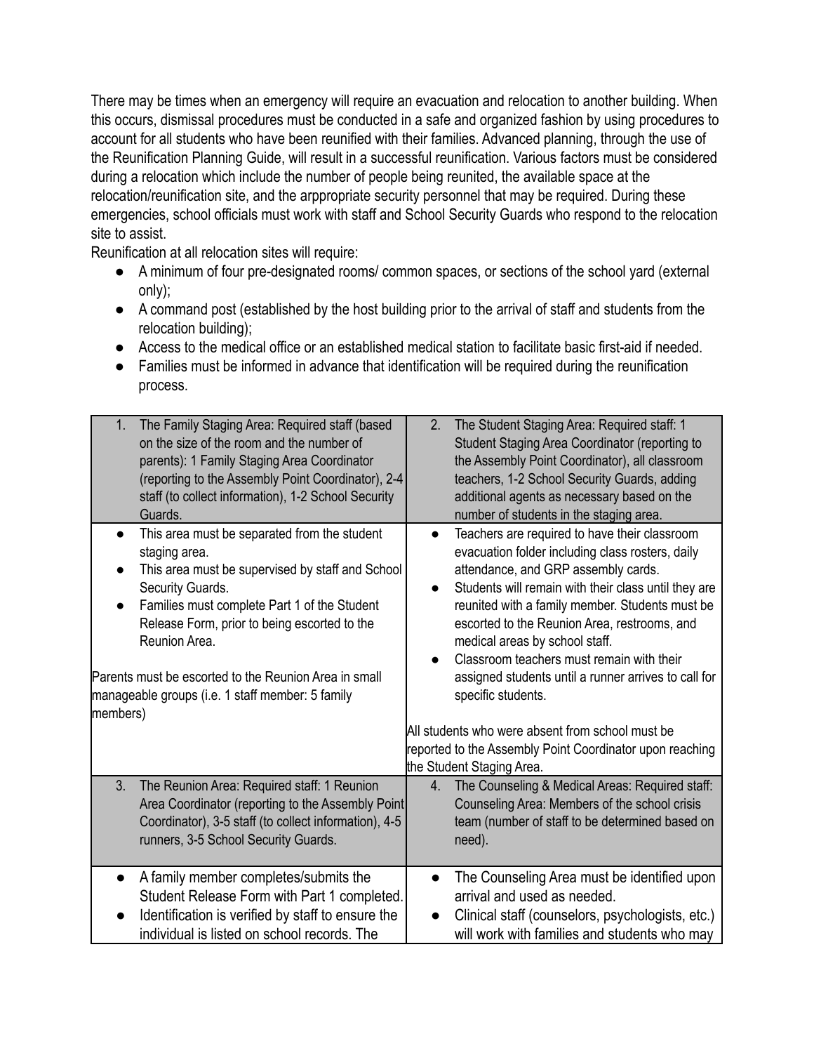There may be times when an emergency will require an evacuation and relocation to another building. When this occurs, dismissal procedures must be conducted in a safe and organized fashion by using procedures to account for all students who have been reunified with their families. Advanced planning, through the use of the Reunification Planning Guide, will result in a successful reunification. Various factors must be considered during a relocation which include the number of people being reunited, the available space at the relocation/reunification site, and the arppropriate security personnel that may be required. During these emergencies, school officials must work with staff and School Security Guards who respond to the relocation site to assist.

Reunification at all relocation sites will require:

- A minimum of four pre-designated rooms/ common spaces, or sections of the school yard (external only);
- A command post (established by the host building prior to the arrival of staff and students from the relocation building);
- Access to the medical office or an established medical station to facilitate basic first-aid if needed.
- Families must be informed in advance that identification will be required during the reunification process.

| 1. The Family Staging Area: Required staff (based on the size of the room and the number of parents): 1 Family Staging Area Coordinator (reporting to the Assembly Point Coordinator), 2-4 staff (to collect information), 1-2 School Security Guards. | 2. The Student Staging Area: Required staff: 1 Student Staging Area Coordinator (reporting to the Assembly Point Coordinator), all classroom teachers, 1-2 School Security Guards, adding additional agents as necessary based on the number of students in the staging area. |
|---|---|
| • This area must be separated from the student staging area.<br>• This area must be supervised by staff and School Security Guards.<br>• Families must complete Part 1 of the Student Release Form, prior to being escorted to the Reunion Area.<br><br>Parents must be escorted to the Reunion Area in small manageable groups (i.e. 1 staff member: 5 family members) | • Teachers are required to have their classroom evacuation folder including class rosters, daily attendance, and GRP assembly cards.<br>• Students will remain with their class until they are reunited with a family member. Students must be escorted to the Reunion Area, restrooms, and medical areas by school staff.<br>• Classroom teachers must remain with their assigned students until a runner arrives to call for specific students.<br><br>All students who were absent from school must be reported to the Assembly Point Coordinator upon reaching the Student Staging Area. |
| 3. The Reunion Area: Required staff: 1 Reunion Area Coordinator (reporting to the Assembly Point Coordinator), 3-5 staff (to collect information), 4-5 runners, 3-5 School Security Guards. | 4. The Counseling & Medical Areas: Required staff: Counseling Area: Members of the school crisis team (number of staff to be determined based on need). |
| • A family member completes/submits the Student Release Form with Part 1 completed.<br>• Identification is verified by staff to ensure the individual is listed on school records. The | • The Counseling Area must be identified upon arrival and used as needed.<br>• Clinical staff (counselors, psychologists, etc.) will work with families and students who may |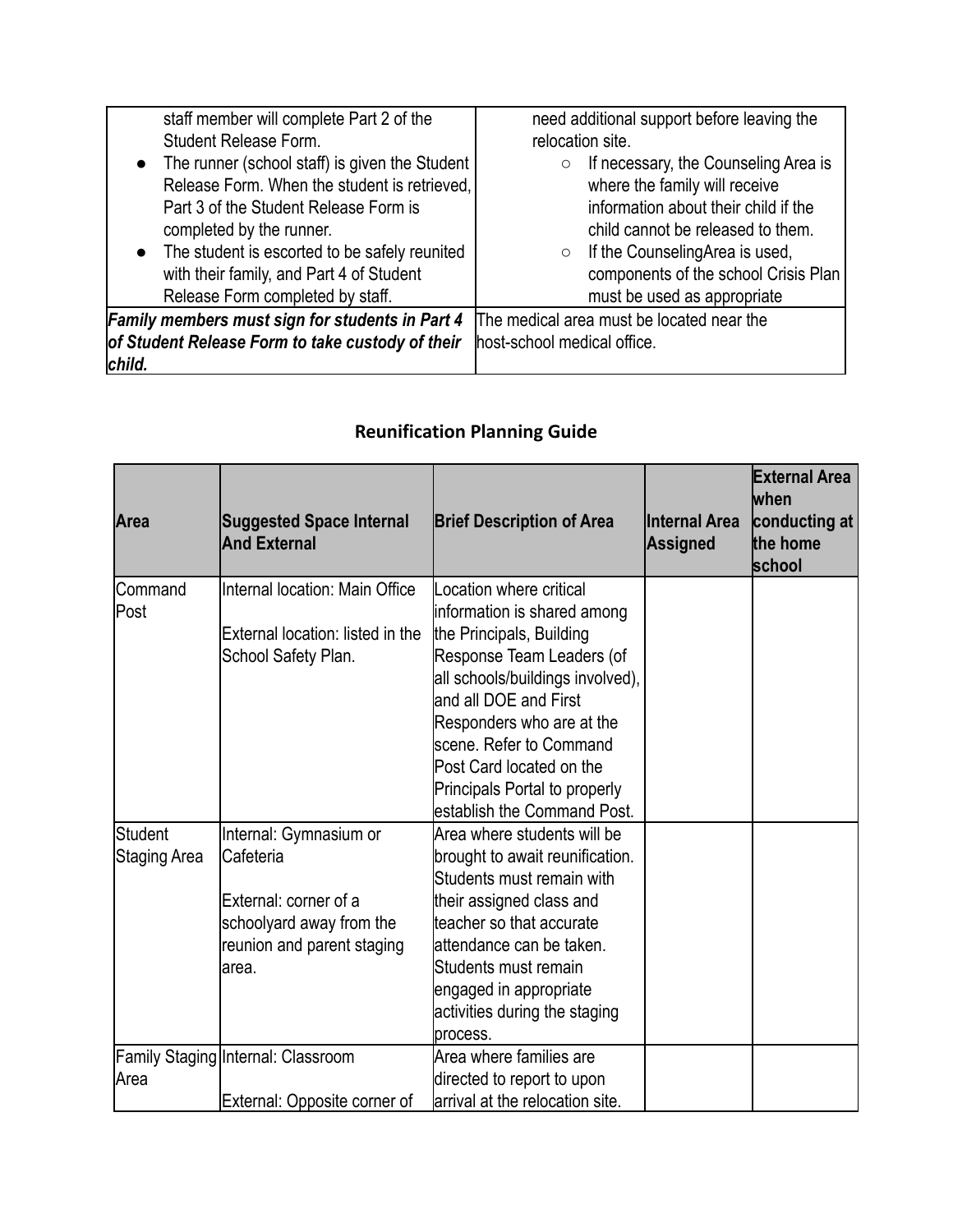| | |
|---|---|
| staff member will complete Part 2 of the Student Release Form.<br>• The runner (school staff) is given the Student Release Form. When the student is retrieved, Part 3 of the Student Release Form is completed by the runner.<br>• The student is escorted to be safely reunited with their family, and Part 4 of Student Release Form completed by staff. | need additional support before leaving the relocation site.<br>○ If necessary, the Counseling Area is where the family will receive information about their child if the child cannot be released to them.<br>○ If the CounselingArea is used, components of the school Crisis Plan must be used as appropriate |
| ***Family members must sign for students in Part 4 of Student Release Form to take custody of their child.*** | The medical area must be located near the host-school medical office. |

## Reunification Planning Guide

| Area | Suggested Space Internal And External | Brief Description of Area | Internal Area Assigned | External Area when conducting at the home school |
|---|---|---|---|---|
| Command Post | Internal location: Main Office<br><br>External location: listed in the School Safety Plan. | Location where critical information is shared among the Principals, Building Response Team Leaders (of all schools/buildings involved), and all DOE and First Responders who are at the scene. Refer to Command Post Card located on the Principals Portal to properly establish the Command Post. | | |
| Student Staging Area | Internal: Gymnasium or Cafeteria<br><br>External: corner of a schoolyard away from the reunion and parent staging area. | Area where students will be brought to await reunification. Students must remain with their assigned class and teacher so that accurate attendance can be taken. Students must remain engaged in appropriate activities during the staging process. | | |
| Family Staging Area | Internal: Classroom<br><br>External: Opposite corner of | Area where families are directed to report to upon arrival at the relocation site. | | |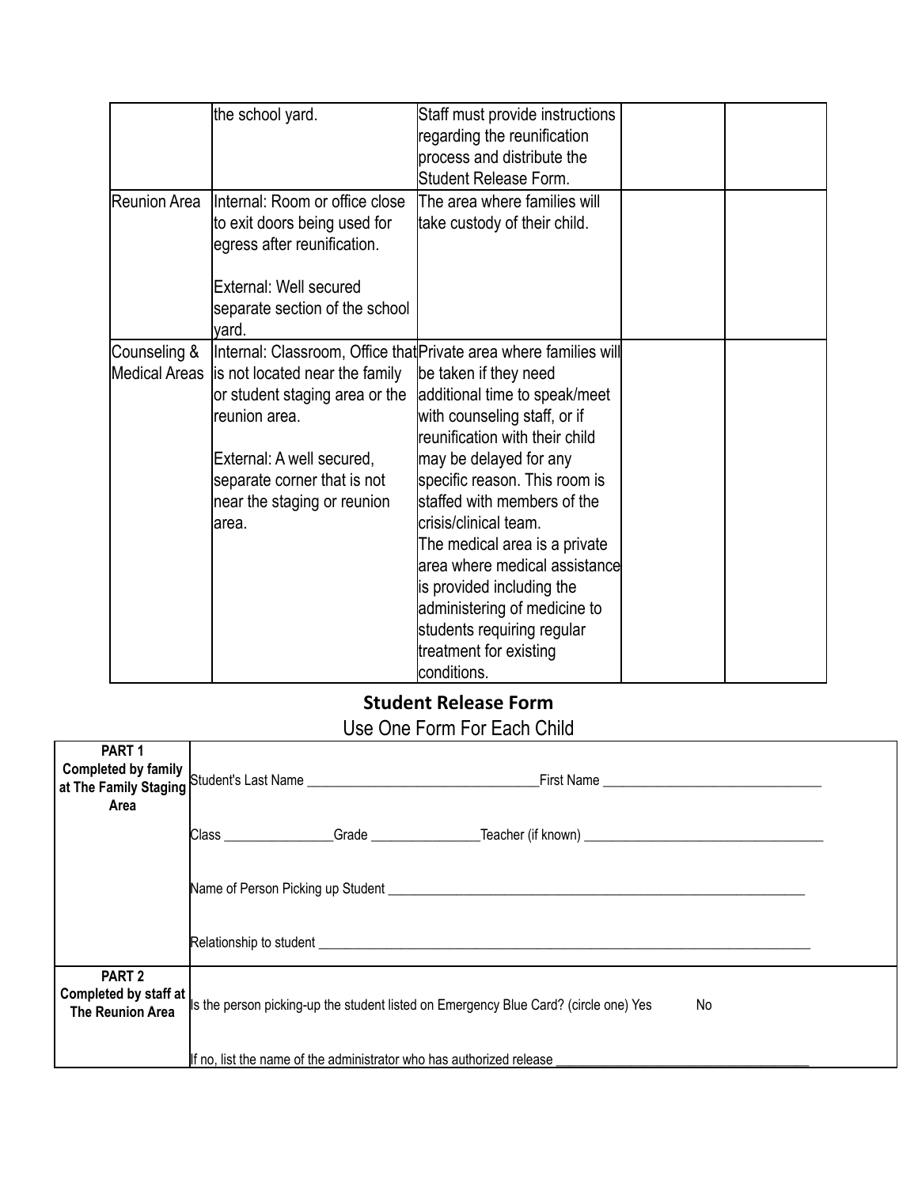| | | | | |
|---|---|---|---|---|
| | the school yard. | Staff must provide instructions regarding the reunification process and distribute the Student Release Form. | | |
| Reunion Area | Internal: Room or office close to exit doors being used for egress after reunification.<br><br>External: Well secured separate section of the school yard. | The area where families will take custody of their child. | | |
| Counseling & Medical Areas | Internal: Classroom, Office that is not located near the family or student staging area or the reunion area.<br><br>External: A well secured, separate corner that is not near the staging or reunion area. | Private area where families will be taken if they need additional time to speak/meet with counseling staff, or if reunification with their child may be delayed for any specific reason. This room is staffed with members of the crisis/clinical team.<br>The medical area is a private area where medical assistance is provided including the administering of medicine to students requiring regular treatment for existing conditions. | | |

## Student Release Form

Use One Form For Each Child

| | |
|---|---|
| **PART 1**<br>**Completed by family at The Family Staging Area** | Student's Last Name ________________________ First Name ________________________<br><br>Class ____________ Grade ____________ Teacher (if known) ________________________<br><br>Name of Person Picking up Student ________________________<br><br>Relationship to student ________________________ |
| **PART 2**<br>**Completed by staff at The Reunion Area** | Is the person picking-up the student listed on Emergency Blue Card? (circle one) Yes No<br><br>If no, list the name of the administrator who has authorized release ________________________ |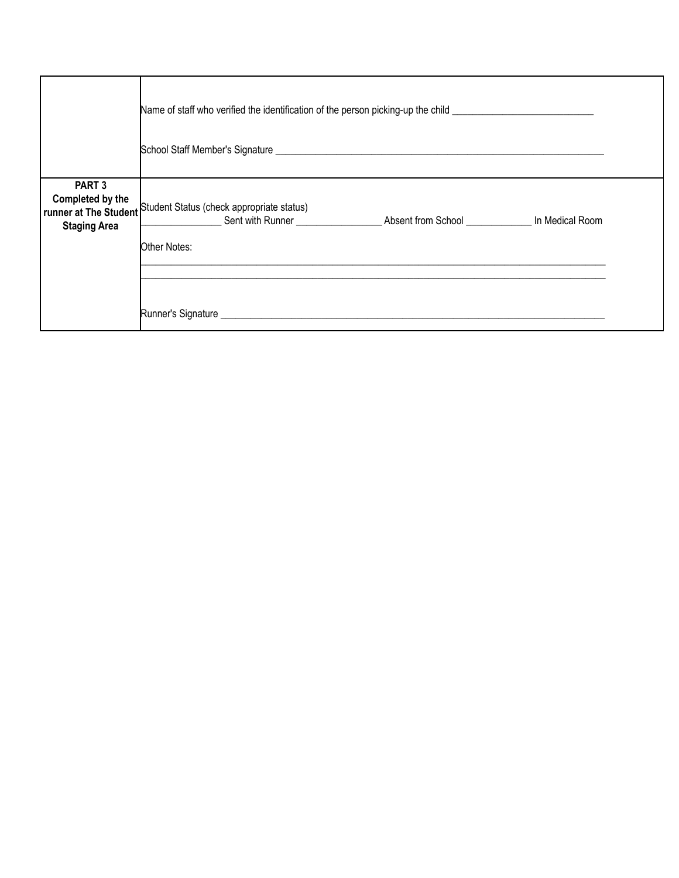| | |
|---|---|
| | Name of staff who verified the identification of the person picking-up the child ____________________________<br><br>School Staff Member's Signature __________________________________________________________________ |
| **PART 3 Completed by the runner at The Student Staging Area** | Student Status (check appropriate status)<br>_______________ Sent with Runner ________________ Absent from School _____________ In Medical Room<br><br>Other Notes:<br>_________________________________________________________________________________________<br>_________________________________________________________________________________________<br><br>Runner's Signature ______________________________________________________________________________ |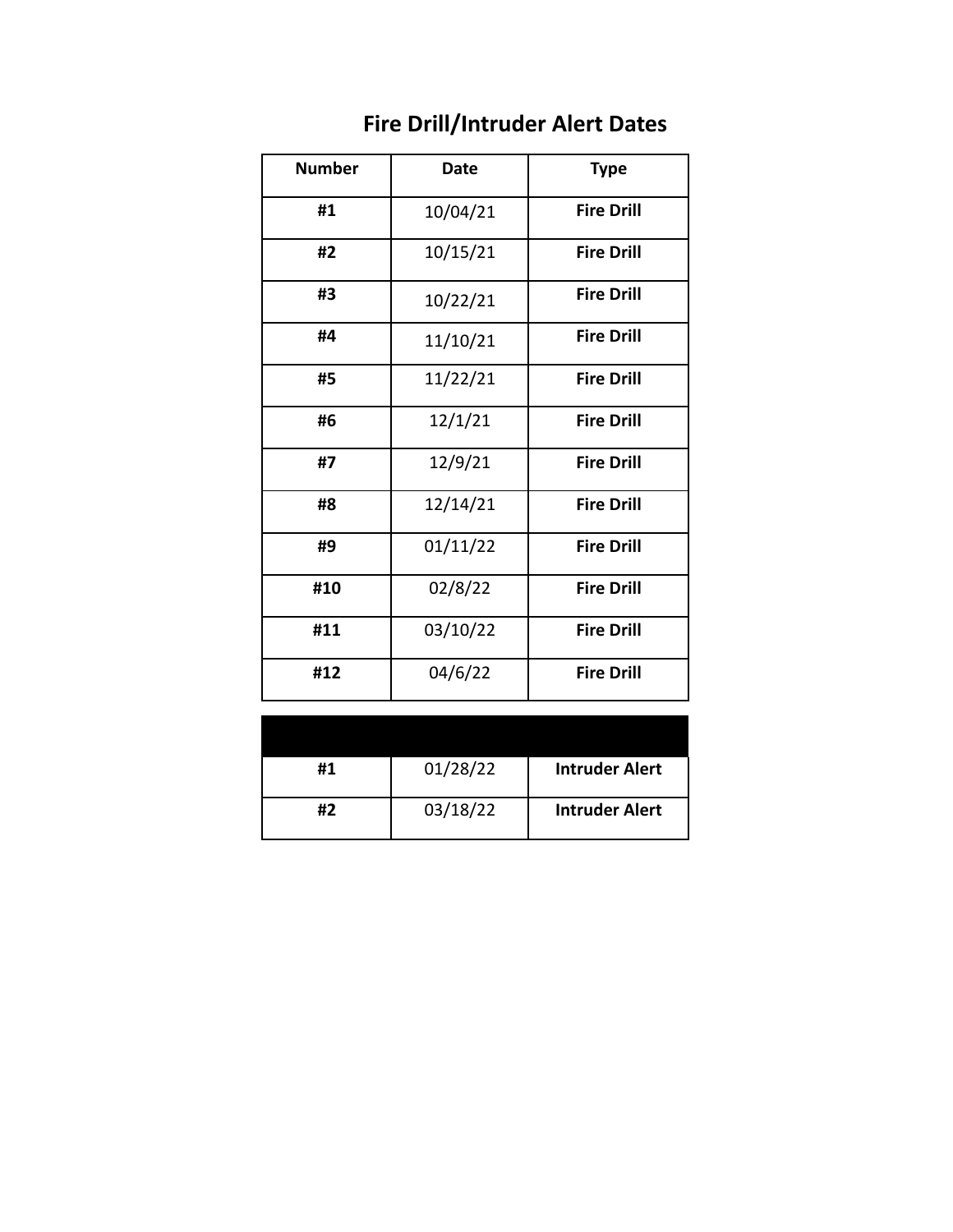## Fire Drill/Intruder Alert Dates

| Number | Date | Type |
|---|---|---|
| **#1** | 10/04/21 | **Fire Drill** |
| **#2** | 10/15/21 | **Fire Drill** |
| **#3** | 10/22/21 | **Fire Drill** |
| **#4** | 11/10/21 | **Fire Drill** |
| **#5** | 11/22/21 | **Fire Drill** |
| **#6** | 12/1/21 | **Fire Drill** |
| **#7** | 12/9/21 | **Fire Drill** |
| **#8** | 12/14/21 | **Fire Drill** |
| **#9** | 01/11/22 | **Fire Drill** |
| **#10** | 02/8/22 | **Fire Drill** |
| **#11** | 03/10/22 | **Fire Drill** |
| **#12** | 04/6/22 | **Fire Drill** |

| | | |
|---|---|---|
| **#1** | 01/28/22 | **Intruder Alert** |
| **#2** | 03/18/22 | **Intruder Alert** |